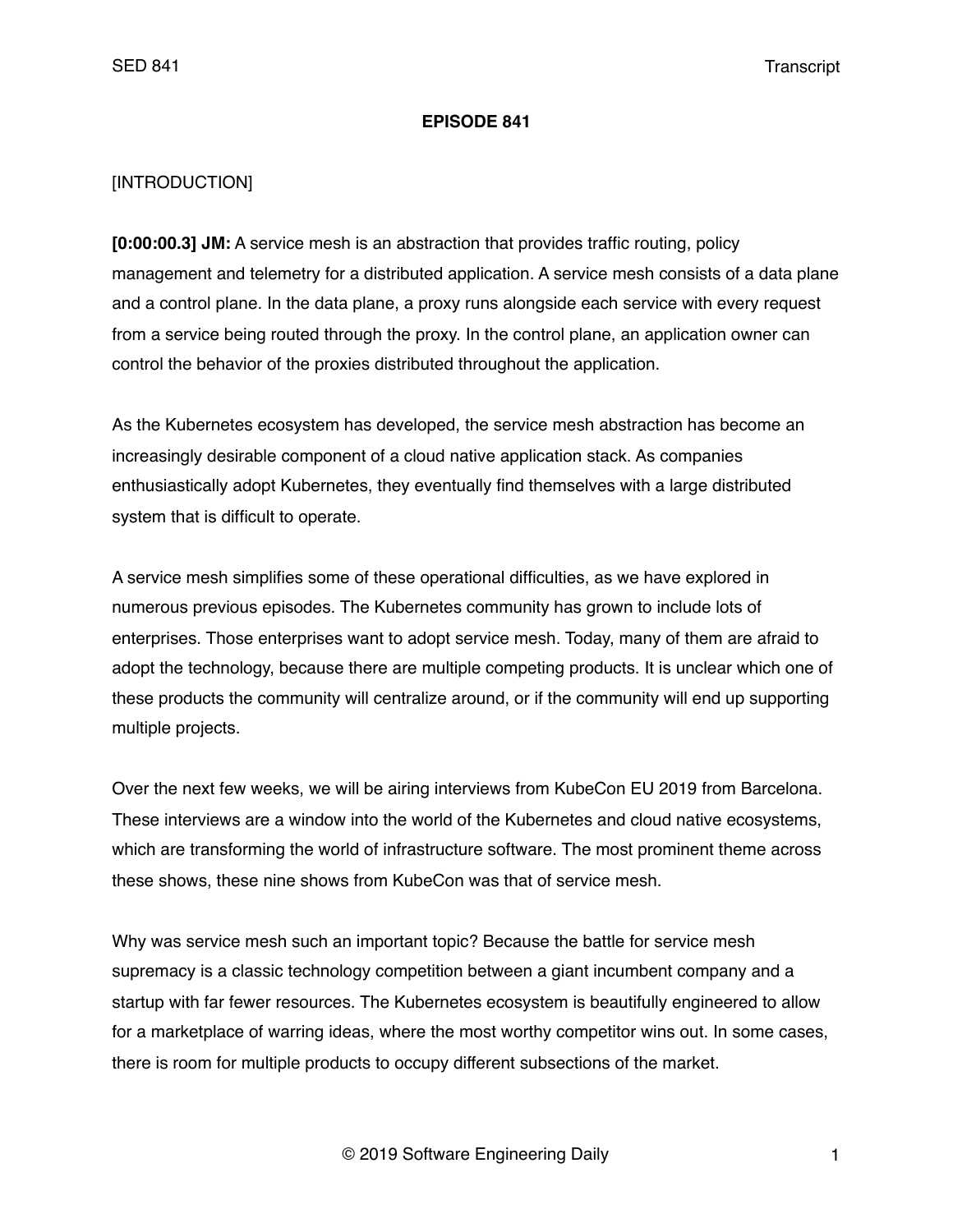**EPISODE 841**

[INTRODUCTION]

**[0:00:00.3] JM:** A service mesh is an abstraction that provides traffic routing, policy management and telemetry for a distributed application. A service mesh consists of a data plane and a control plane. In the data plane, a proxy runs alongside each service with every request from a service being routed through the proxy. In the control plane, an application owner can control the behavior of the proxies distributed throughout the application.

As the Kubernetes ecosystem has developed, the service mesh abstraction has become an increasingly desirable component of a cloud native application stack. As companies enthusiastically adopt Kubernetes, they eventually find themselves with a large distributed system that is difficult to operate.

A service mesh simplifies some of these operational difficulties, as we have explored in numerous previous episodes. The Kubernetes community has grown to include lots of enterprises. Those enterprises want to adopt service mesh. Today, many of them are afraid to adopt the technology, because there are multiple competing products. It is unclear which one of these products the community will centralize around, or if the community will end up supporting multiple projects.

Over the next few weeks, we will be airing interviews from KubeCon EU 2019 from Barcelona. These interviews are a window into the world of the Kubernetes and cloud native ecosystems, which are transforming the world of infrastructure software. The most prominent theme across these shows, these nine shows from KubeCon was that of service mesh.

Why was service mesh such an important topic? Because the battle for service mesh supremacy is a classic technology competition between a giant incumbent company and a startup with far fewer resources. The Kubernetes ecosystem is beautifully engineered to allow for a marketplace of warring ideas, where the most worthy competitor wins out. In some cases, there is room for multiple products to occupy different subsections of the market.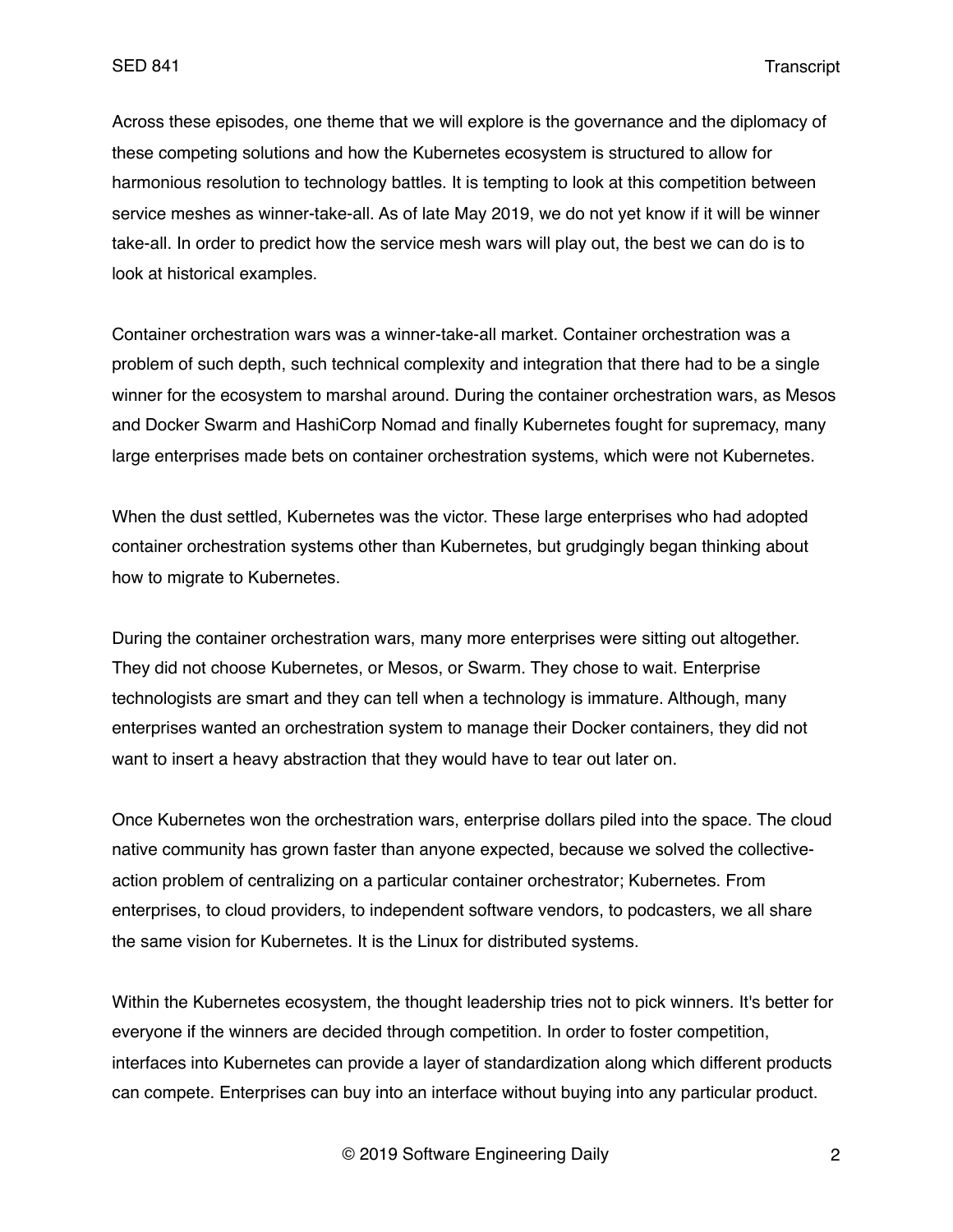Across these episodes, one theme that we will explore is the governance and the diplomacy of these competing solutions and how the Kubernetes ecosystem is structured to allow for harmonious resolution to technology battles. It is tempting to look at this competition between service meshes as winner-take-all. As of late May 2019, we do not yet know if it will be winner take-all. In order to predict how the service mesh wars will play out, the best we can do is to look at historical examples.

Container orchestration wars was a winner-take-all market. Container orchestration was a problem of such depth, such technical complexity and integration that there had to be a single winner for the ecosystem to marshal around. During the container orchestration wars, as Mesos and Docker Swarm and HashiCorp Nomad and finally Kubernetes fought for supremacy, many large enterprises made bets on container orchestration systems, which were not Kubernetes.

When the dust settled, Kubernetes was the victor. These large enterprises who had adopted container orchestration systems other than Kubernetes, but grudgingly began thinking about how to migrate to Kubernetes.

During the container orchestration wars, many more enterprises were sitting out altogether. They did not choose Kubernetes, or Mesos, or Swarm. They chose to wait. Enterprise technologists are smart and they can tell when a technology is immature. Although, many enterprises wanted an orchestration system to manage their Docker containers, they did not want to insert a heavy abstraction that they would have to tear out later on.

Once Kubernetes won the orchestration wars, enterprise dollars piled into the space. The cloud native community has grown faster than anyone expected, because we solved the collective-action problem of centralizing on a particular container orchestrator; Kubernetes. From enterprises, to cloud providers, to independent software vendors, to podcasters, we all share the same vision for Kubernetes. It is the Linux for distributed systems.

Within the Kubernetes ecosystem, the thought leadership tries not to pick winners. It's better for everyone if the winners are decided through competition. In order to foster competition, interfaces into Kubernetes can provide a layer of standardization along which different products can compete. Enterprises can buy into an interface without buying into any particular product.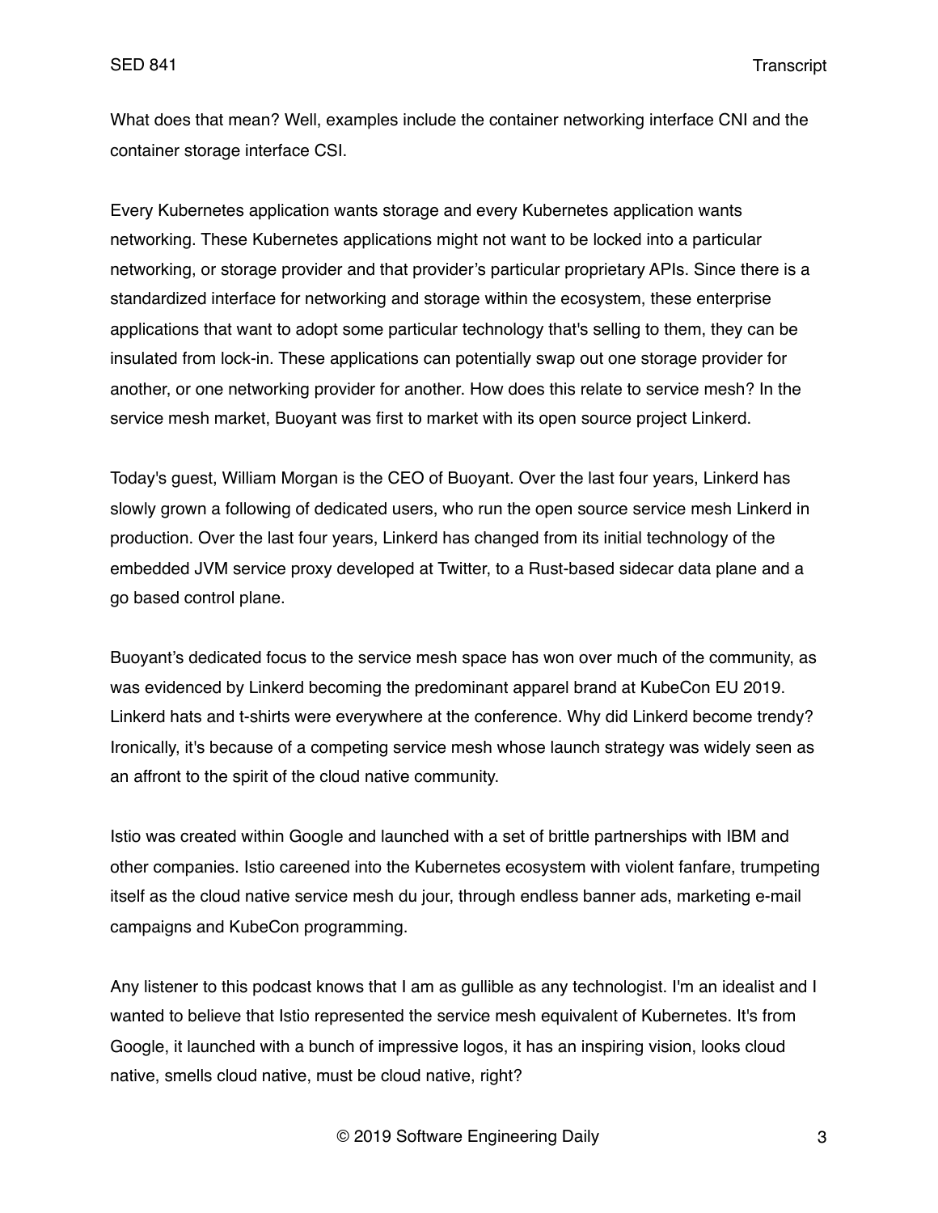What does that mean? Well, examples include the container networking interface CNI and the container storage interface CSI.

Every Kubernetes application wants storage and every Kubernetes application wants networking. These Kubernetes applications might not want to be locked into a particular networking, or storage provider and that provider's particular proprietary APIs. Since there is a standardized interface for networking and storage within the ecosystem, these enterprise applications that want to adopt some particular technology that's selling to them, they can be insulated from lock-in. These applications can potentially swap out one storage provider for another, or one networking provider for another. How does this relate to service mesh? In the service mesh market, Buoyant was first to market with its open source project Linkerd.

Today's guest, William Morgan is the CEO of Buoyant. Over the last four years, Linkerd has slowly grown a following of dedicated users, who run the open source service mesh Linkerd in production. Over the last four years, Linkerd has changed from its initial technology of the embedded JVM service proxy developed at Twitter, to a Rust-based sidecar data plane and a go based control plane.

Buoyant's dedicated focus to the service mesh space has won over much of the community, as was evidenced by Linkerd becoming the predominant apparel brand at KubeCon EU 2019. Linkerd hats and t-shirts were everywhere at the conference. Why did Linkerd become trendy? Ironically, it's because of a competing service mesh whose launch strategy was widely seen as an affront to the spirit of the cloud native community.

Istio was created within Google and launched with a set of brittle partnerships with IBM and other companies. Istio careened into the Kubernetes ecosystem with violent fanfare, trumpeting itself as the cloud native service mesh du jour, through endless banner ads, marketing e-mail campaigns and KubeCon programming.

Any listener to this podcast knows that I am as gullible as any technologist. I'm an idealist and I wanted to believe that Istio represented the service mesh equivalent of Kubernetes. It's from Google, it launched with a bunch of impressive logos, it has an inspiring vision, looks cloud native, smells cloud native, must be cloud native, right?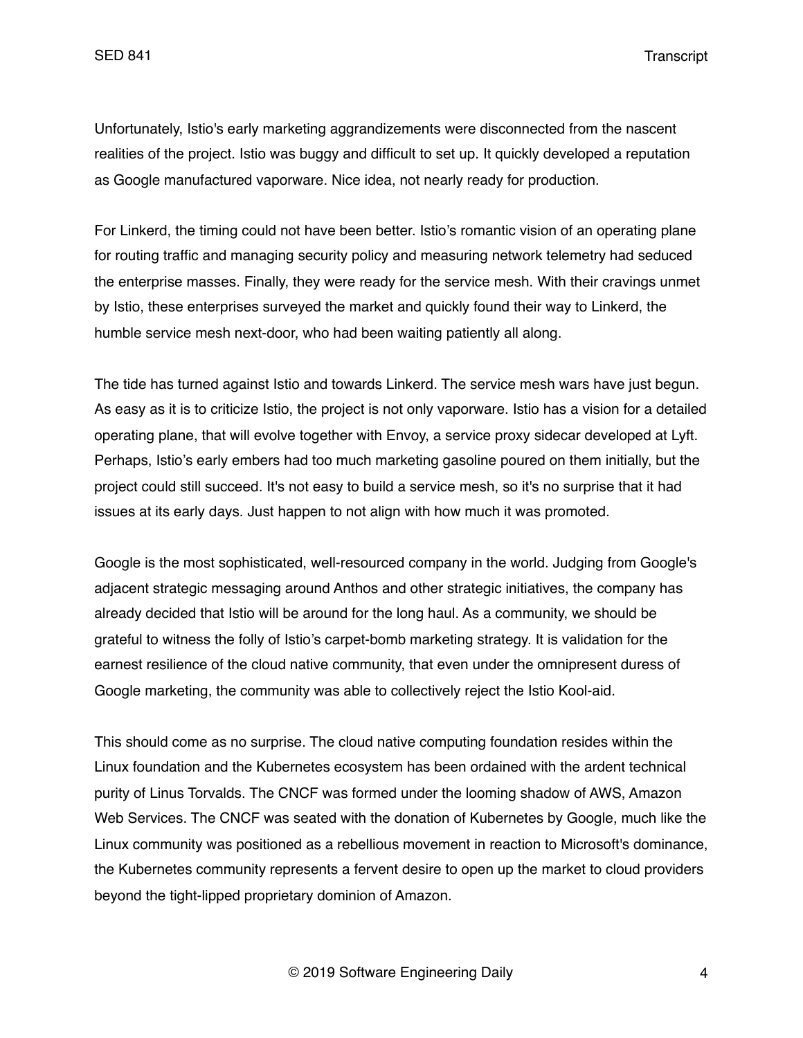Unfortunately, Istio's early marketing aggrandizements were disconnected from the nascent realities of the project. Istio was buggy and difficult to set up. It quickly developed a reputation as Google manufactured vaporware. Nice idea, not nearly ready for production.

For Linkerd, the timing could not have been better. Istio's romantic vision of an operating plane for routing traffic and managing security policy and measuring network telemetry had seduced the enterprise masses. Finally, they were ready for the service mesh. With their cravings unmet by Istio, these enterprises surveyed the market and quickly found their way to Linkerd, the humble service mesh next-door, who had been waiting patiently all along.

The tide has turned against Istio and towards Linkerd. The service mesh wars have just begun. As easy as it is to criticize Istio, the project is not only vaporware. Istio has a vision for a detailed operating plane, that will evolve together with Envoy, a service proxy sidecar developed at Lyft. Perhaps, Istio's early embers had too much marketing gasoline poured on them initially, but the project could still succeed. It's not easy to build a service mesh, so it's no surprise that it had issues at its early days. Just happen to not align with how much it was promoted.

Google is the most sophisticated, well-resourced company in the world. Judging from Google's adjacent strategic messaging around Anthos and other strategic initiatives, the company has already decided that Istio will be around for the long haul. As a community, we should be grateful to witness the folly of Istio's carpet-bomb marketing strategy. It is validation for the earnest resilience of the cloud native community, that even under the omnipresent duress of Google marketing, the community was able to collectively reject the Istio Kool-aid.

This should come as no surprise. The cloud native computing foundation resides within the Linux foundation and the Kubernetes ecosystem has been ordained with the ardent technical purity of Linus Torvalds. The CNCF was formed under the looming shadow of AWS, Amazon Web Services. The CNCF was seated with the donation of Kubernetes by Google, much like the Linux community was positioned as a rebellious movement in reaction to Microsoft's dominance, the Kubernetes community represents a fervent desire to open up the market to cloud providers beyond the tight-lipped proprietary dominion of Amazon.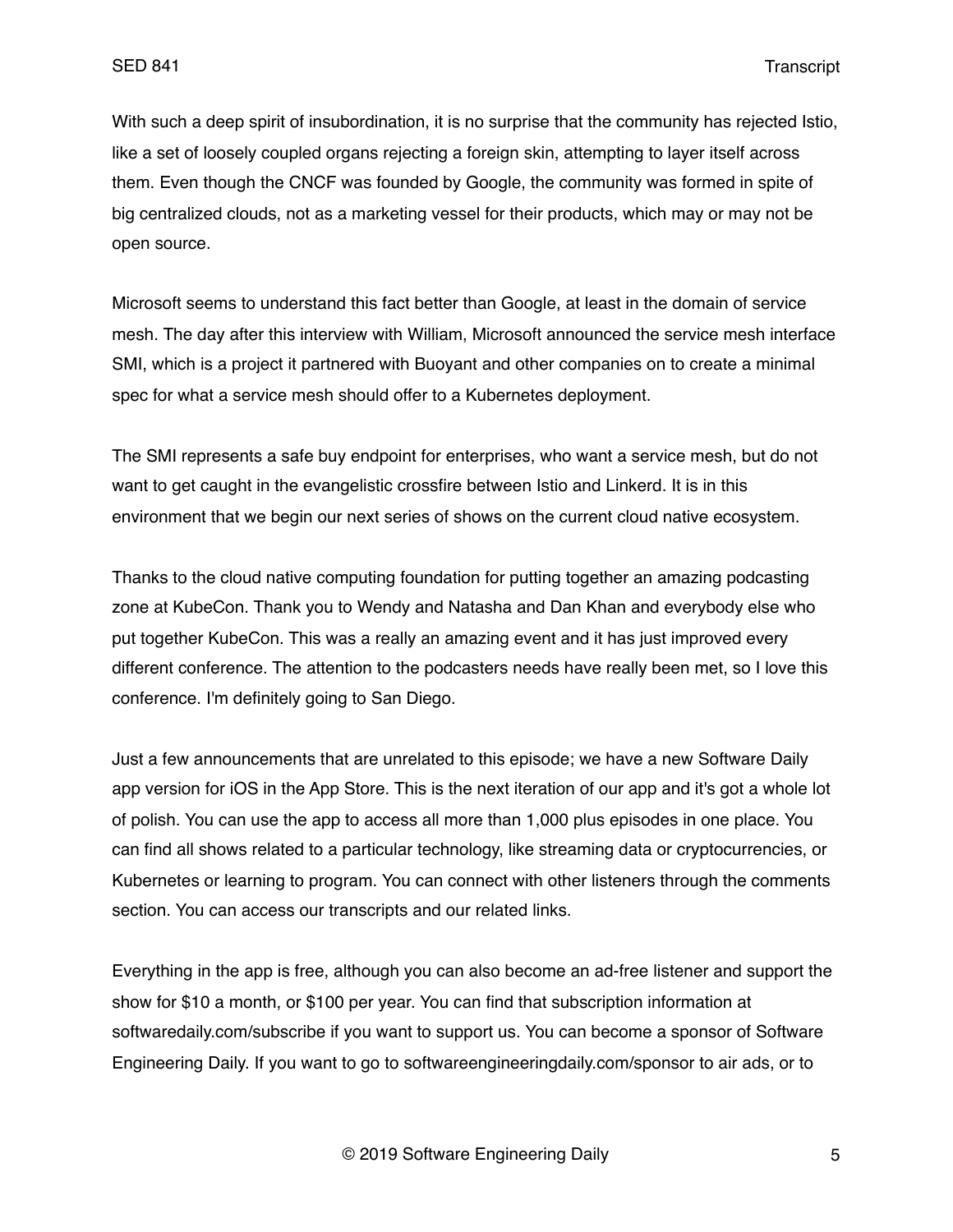With such a deep spirit of insubordination, it is no surprise that the community has rejected Istio, like a set of loosely coupled organs rejecting a foreign skin, attempting to layer itself across them. Even though the CNCF was founded by Google, the community was formed in spite of big centralized clouds, not as a marketing vessel for their products, which may or may not be open source.

Microsoft seems to understand this fact better than Google, at least in the domain of service mesh. The day after this interview with William, Microsoft announced the service mesh interface SMI, which is a project it partnered with Buoyant and other companies on to create a minimal spec for what a service mesh should offer to a Kubernetes deployment.

The SMI represents a safe buy endpoint for enterprises, who want a service mesh, but do not want to get caught in the evangelistic crossfire between Istio and Linkerd. It is in this environment that we begin our next series of shows on the current cloud native ecosystem.

Thanks to the cloud native computing foundation for putting together an amazing podcasting zone at KubeCon. Thank you to Wendy and Natasha and Dan Khan and everybody else who put together KubeCon. This was a really an amazing event and it has just improved every different conference. The attention to the podcasters needs have really been met, so I love this conference. I'm definitely going to San Diego.

Just a few announcements that are unrelated to this episode; we have a new Software Daily app version for iOS in the App Store. This is the next iteration of our app and it's got a whole lot of polish. You can use the app to access all more than 1,000 plus episodes in one place. You can find all shows related to a particular technology, like streaming data or cryptocurrencies, or Kubernetes or learning to program. You can connect with other listeners through the comments section. You can access our transcripts and our related links.

Everything in the app is free, although you can also become an ad-free listener and support the show for $10 a month, or $100 per year. You can find that subscription information at softwaredaily.com/subscribe if you want to support us. You can become a sponsor of Software Engineering Daily. If you want to go to softwareengineeringdaily.com/sponsor to air ads, or to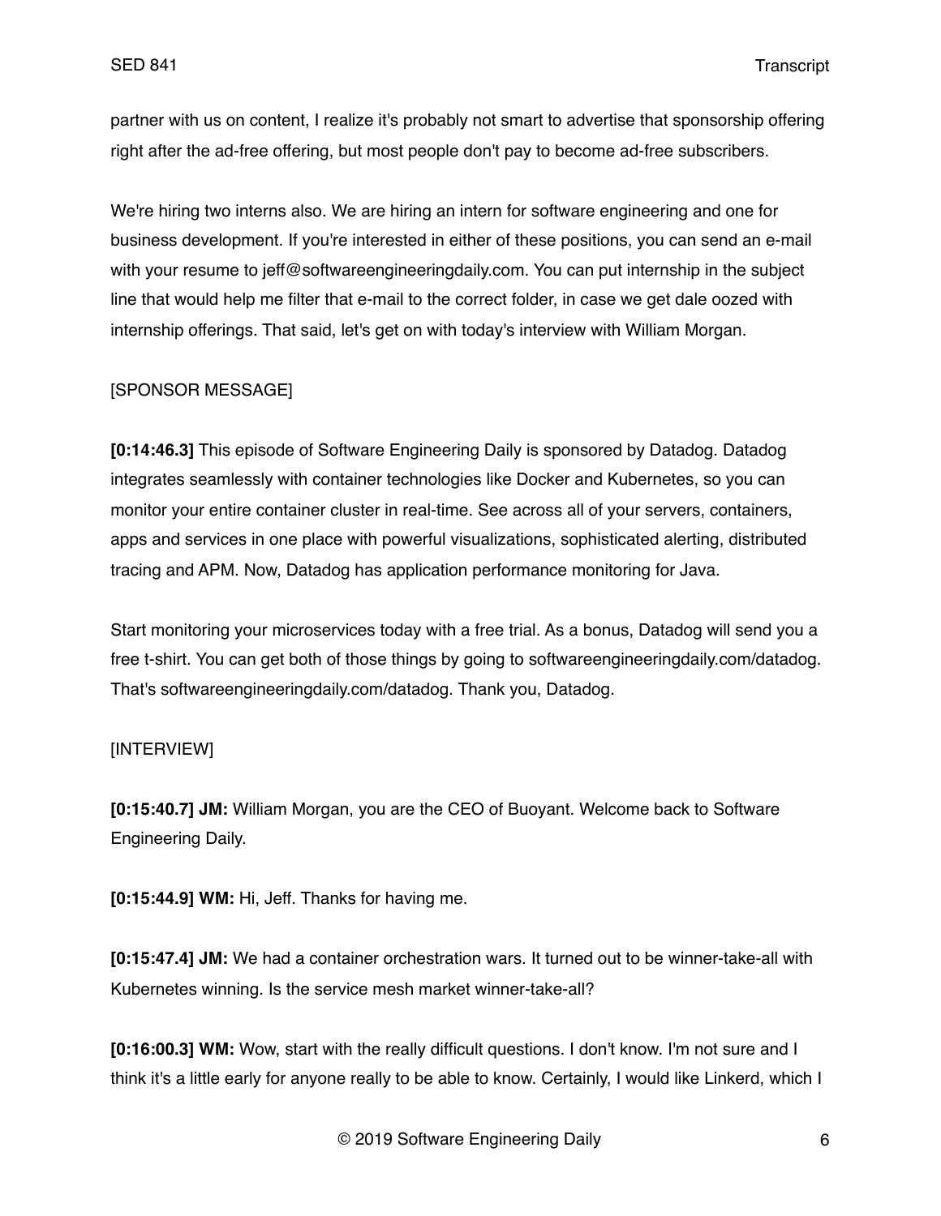partner with us on content, I realize it's probably not smart to advertise that sponsorship offering right after the ad-free offering, but most people don't pay to become ad-free subscribers.

We're hiring two interns also. We are hiring an intern for software engineering and one for business development. If you're interested in either of these positions, you can send an e-mail with your resume to jeff@softwareengineeringdaily.com. You can put internship in the subject line that would help me filter that e-mail to the correct folder, in case we get dale oozed with internship offerings. That said, let's get on with today's interview with William Morgan.

[SPONSOR MESSAGE]

**[0:14:46.3]** This episode of Software Engineering Daily is sponsored by Datadog. Datadog integrates seamlessly with container technologies like Docker and Kubernetes, so you can monitor your entire container cluster in real-time. See across all of your servers, containers, apps and services in one place with powerful visualizations, sophisticated alerting, distributed tracing and APM. Now, Datadog has application performance monitoring for Java.

Start monitoring your microservices today with a free trial. As a bonus, Datadog will send you a free t-shirt. You can get both of those things by going to softwareengineeringdaily.com/datadog. That's softwareengineeringdaily.com/datadog. Thank you, Datadog.

[INTERVIEW]

**[0:15:40.7] JM:** William Morgan, you are the CEO of Buoyant. Welcome back to Software Engineering Daily.

**[0:15:44.9] WM:** Hi, Jeff. Thanks for having me.

**[0:15:47.4] JM:** We had a container orchestration wars. It turned out to be winner-take-all with Kubernetes winning. Is the service mesh market winner-take-all?

**[0:16:00.3] WM:** Wow, start with the really difficult questions. I don't know. I'm not sure and I think it's a little early for anyone really to be able to know. Certainly, I would like Linkerd, which I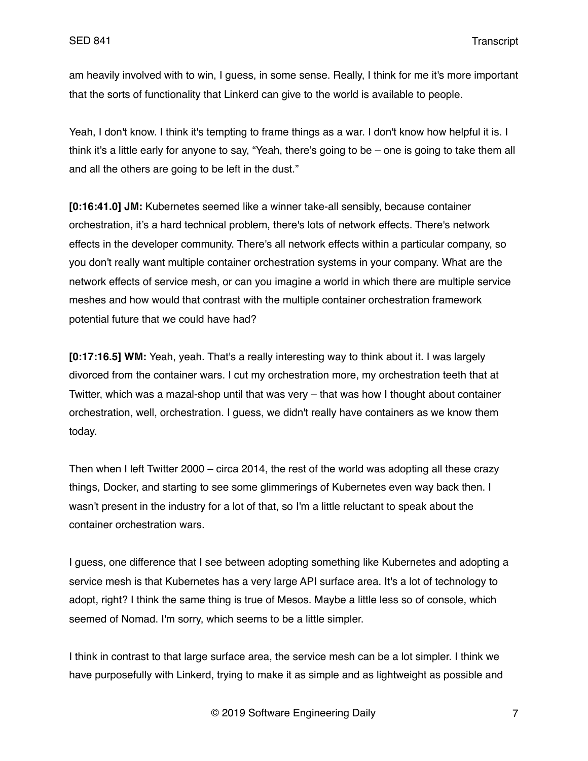am heavily involved with to win, I guess, in some sense. Really, I think for me it's more important that the sorts of functionality that Linkerd can give to the world is available to people.

Yeah, I don't know. I think it's tempting to frame things as a war. I don't know how helpful it is. I think it's a little early for anyone to say, "Yeah, there's going to be – one is going to take them all and all the others are going to be left in the dust."

**[0:16:41.0] JM:** Kubernetes seemed like a winner take-all sensibly, because container orchestration, it's a hard technical problem, there's lots of network effects. There's network effects in the developer community. There's all network effects within a particular company, so you don't really want multiple container orchestration systems in your company. What are the network effects of service mesh, or can you imagine a world in which there are multiple service meshes and how would that contrast with the multiple container orchestration framework potential future that we could have had?

**[0:17:16.5] WM:** Yeah, yeah. That's a really interesting way to think about it. I was largely divorced from the container wars. I cut my orchestration more, my orchestration teeth that at Twitter, which was a mazal-shop until that was very – that was how I thought about container orchestration, well, orchestration. I guess, we didn't really have containers as we know them today.

Then when I left Twitter 2000 – circa 2014, the rest of the world was adopting all these crazy things, Docker, and starting to see some glimmerings of Kubernetes even way back then. I wasn't present in the industry for a lot of that, so I'm a little reluctant to speak about the container orchestration wars.

I guess, one difference that I see between adopting something like Kubernetes and adopting a service mesh is that Kubernetes has a very large API surface area. It's a lot of technology to adopt, right? I think the same thing is true of Mesos. Maybe a little less so of console, which seemed of Nomad. I'm sorry, which seems to be a little simpler.

I think in contrast to that large surface area, the service mesh can be a lot simpler. I think we have purposefully with Linkerd, trying to make it as simple and as lightweight as possible and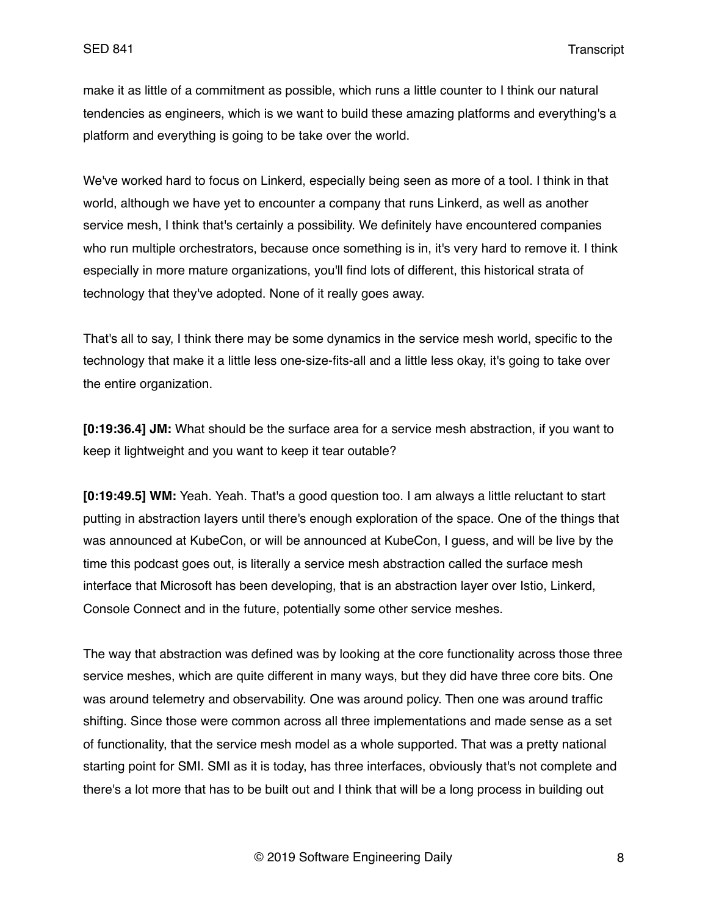make it as little of a commitment as possible, which runs a little counter to I think our natural tendencies as engineers, which is we want to build these amazing platforms and everything's a platform and everything is going to be take over the world.

We've worked hard to focus on Linkerd, especially being seen as more of a tool. I think in that world, although we have yet to encounter a company that runs Linkerd, as well as another service mesh, I think that's certainly a possibility. We definitely have encountered companies who run multiple orchestrators, because once something is in, it's very hard to remove it. I think especially in more mature organizations, you'll find lots of different, this historical strata of technology that they've adopted. None of it really goes away.

That's all to say, I think there may be some dynamics in the service mesh world, specific to the technology that make it a little less one-size-fits-all and a little less okay, it's going to take over the entire organization.

**[0:19:36.4] JM:** What should be the surface area for a service mesh abstraction, if you want to keep it lightweight and you want to keep it tear outable?

**[0:19:49.5] WM:** Yeah. Yeah. That's a good question too. I am always a little reluctant to start putting in abstraction layers until there's enough exploration of the space. One of the things that was announced at KubeCon, or will be announced at KubeCon, I guess, and will be live by the time this podcast goes out, is literally a service mesh abstraction called the surface mesh interface that Microsoft has been developing, that is an abstraction layer over Istio, Linkerd, Console Connect and in the future, potentially some other service meshes.

The way that abstraction was defined was by looking at the core functionality across those three service meshes, which are quite different in many ways, but they did have three core bits. One was around telemetry and observability. One was around policy. Then one was around traffic shifting. Since those were common across all three implementations and made sense as a set of functionality, that the service mesh model as a whole supported. That was a pretty national starting point for SMI. SMI as it is today, has three interfaces, obviously that's not complete and there's a lot more that has to be built out and I think that will be a long process in building out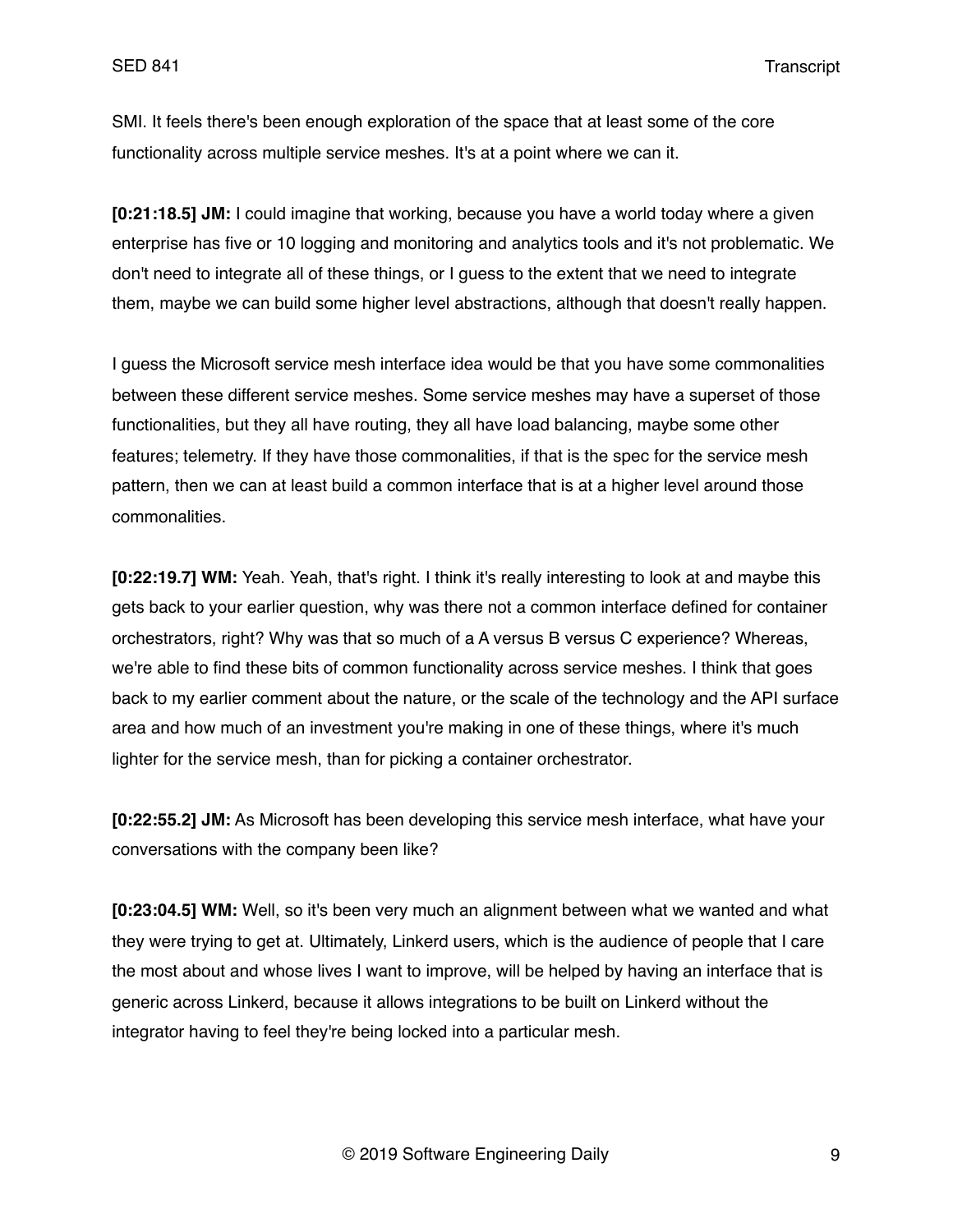SMI. It feels there's been enough exploration of the space that at least some of the core functionality across multiple service meshes. It's at a point where we can it.

**[0:21:18.5] JM:** I could imagine that working, because you have a world today where a given enterprise has five or 10 logging and monitoring and analytics tools and it's not problematic. We don't need to integrate all of these things, or I guess to the extent that we need to integrate them, maybe we can build some higher level abstractions, although that doesn't really happen.

I guess the Microsoft service mesh interface idea would be that you have some commonalities between these different service meshes. Some service meshes may have a superset of those functionalities, but they all have routing, they all have load balancing, maybe some other features; telemetry. If they have those commonalities, if that is the spec for the service mesh pattern, then we can at least build a common interface that is at a higher level around those commonalities.

**[0:22:19.7] WM:** Yeah. Yeah, that's right. I think it's really interesting to look at and maybe this gets back to your earlier question, why was there not a common interface defined for container orchestrators, right? Why was that so much of a A versus B versus C experience? Whereas, we're able to find these bits of common functionality across service meshes. I think that goes back to my earlier comment about the nature, or the scale of the technology and the API surface area and how much of an investment you're making in one of these things, where it's much lighter for the service mesh, than for picking a container orchestrator.

**[0:22:55.2] JM:** As Microsoft has been developing this service mesh interface, what have your conversations with the company been like?

**[0:23:04.5] WM:** Well, so it's been very much an alignment between what we wanted and what they were trying to get at. Ultimately, Linkerd users, which is the audience of people that I care the most about and whose lives I want to improve, will be helped by having an interface that is generic across Linkerd, because it allows integrations to be built on Linkerd without the integrator having to feel they're being locked into a particular mesh.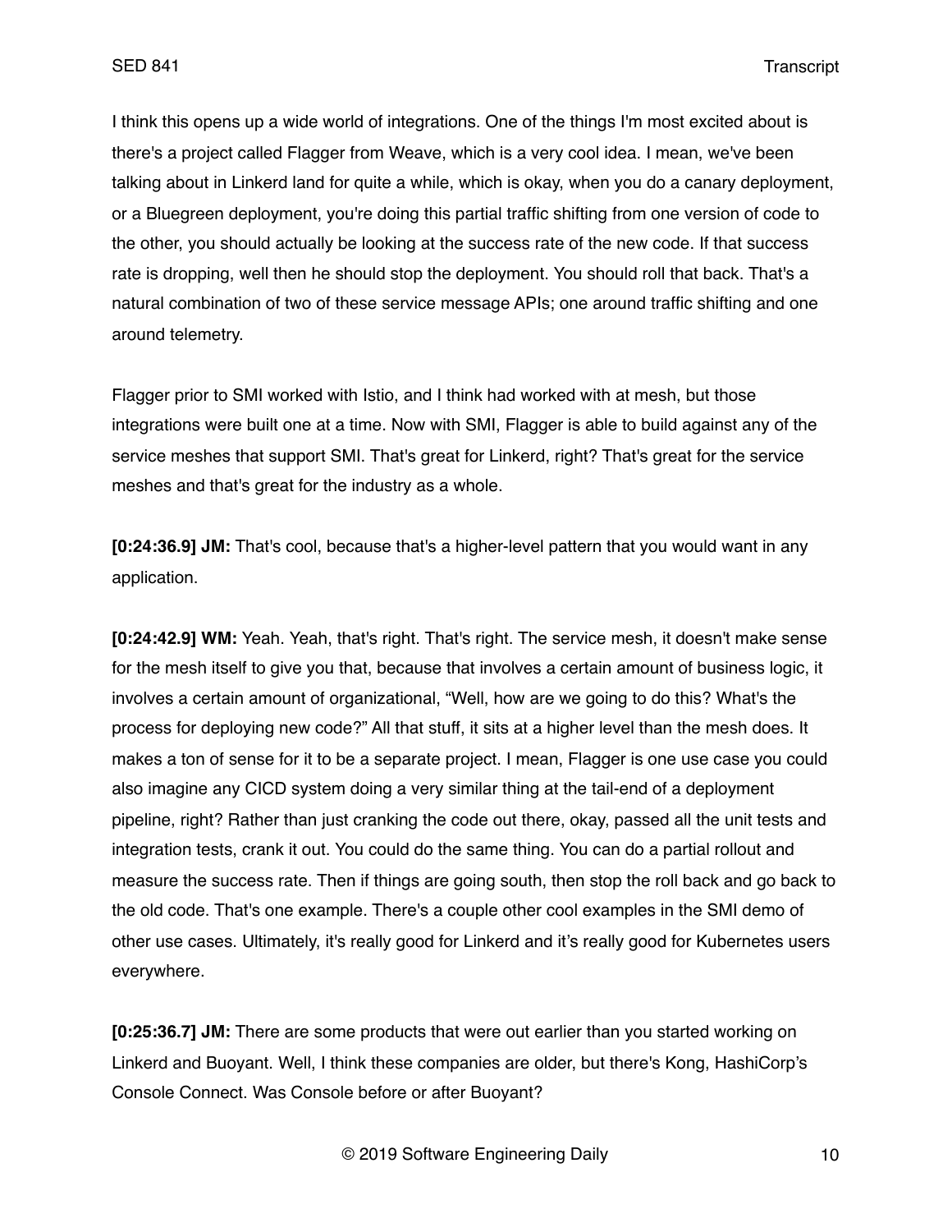I think this opens up a wide world of integrations. One of the things I'm most excited about is there's a project called Flagger from Weave, which is a very cool idea. I mean, we've been talking about in Linkerd land for quite a while, which is okay, when you do a canary deployment, or a Bluegreen deployment, you're doing this partial traffic shifting from one version of code to the other, you should actually be looking at the success rate of the new code. If that success rate is dropping, well then he should stop the deployment. You should roll that back. That's a natural combination of two of these service message APIs; one around traffic shifting and one around telemetry.

Flagger prior to SMI worked with Istio, and I think had worked with at mesh, but those integrations were built one at a time. Now with SMI, Flagger is able to build against any of the service meshes that support SMI. That's great for Linkerd, right? That's great for the service meshes and that's great for the industry as a whole.

**[0:24:36.9] JM:** That's cool, because that's a higher-level pattern that you would want in any application.

**[0:24:42.9] WM:** Yeah. Yeah, that's right. That's right. The service mesh, it doesn't make sense for the mesh itself to give you that, because that involves a certain amount of business logic, it involves a certain amount of organizational, "Well, how are we going to do this? What's the process for deploying new code?" All that stuff, it sits at a higher level than the mesh does. It makes a ton of sense for it to be a separate project. I mean, Flagger is one use case you could also imagine any CICD system doing a very similar thing at the tail-end of a deployment pipeline, right? Rather than just cranking the code out there, okay, passed all the unit tests and integration tests, crank it out. You could do the same thing. You can do a partial rollout and measure the success rate. Then if things are going south, then stop the roll back and go back to the old code. That's one example. There's a couple other cool examples in the SMI demo of other use cases. Ultimately, it's really good for Linkerd and it's really good for Kubernetes users everywhere.

**[0:25:36.7] JM:** There are some products that were out earlier than you started working on Linkerd and Buoyant. Well, I think these companies are older, but there's Kong, HashiCorp's Console Connect. Was Console before or after Buoyant?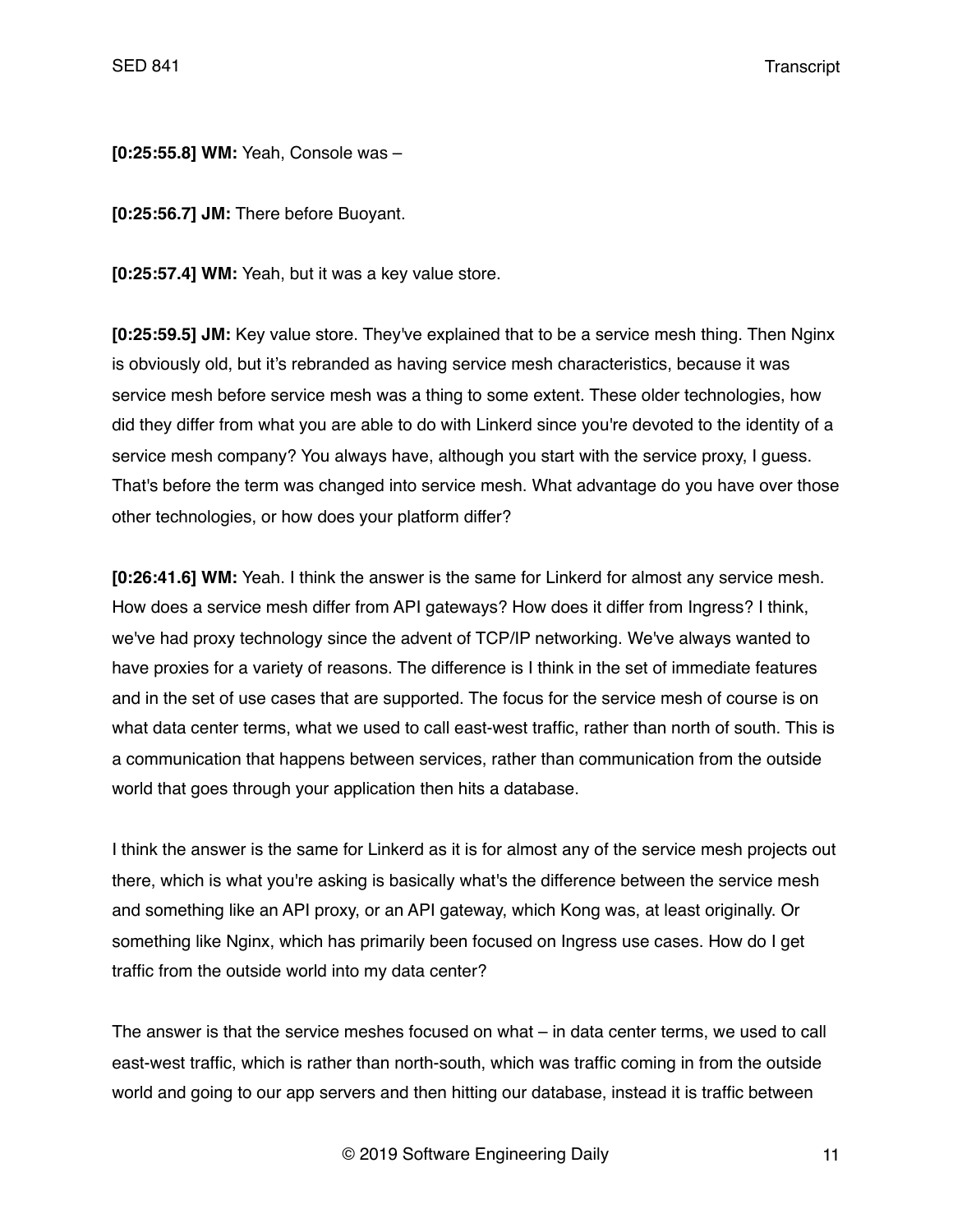**[0:25:55.8] WM:** Yeah, Console was –

**[0:25:56.7] JM:** There before Buoyant.

**[0:25:57.4] WM:** Yeah, but it was a key value store.

**[0:25:59.5] JM:** Key value store. They've explained that to be a service mesh thing. Then Nginx is obviously old, but it's rebranded as having service mesh characteristics, because it was service mesh before service mesh was a thing to some extent. These older technologies, how did they differ from what you are able to do with Linkerd since you're devoted to the identity of a service mesh company? You always have, although you start with the service proxy, I guess. That's before the term was changed into service mesh. What advantage do you have over those other technologies, or how does your platform differ?

**[0:26:41.6] WM:** Yeah. I think the answer is the same for Linkerd for almost any service mesh. How does a service mesh differ from API gateways? How does it differ from Ingress? I think, we've had proxy technology since the advent of TCP/IP networking. We've always wanted to have proxies for a variety of reasons. The difference is I think in the set of immediate features and in the set of use cases that are supported. The focus for the service mesh of course is on what data center terms, what we used to call east-west traffic, rather than north of south. This is a communication that happens between services, rather than communication from the outside world that goes through your application then hits a database.

I think the answer is the same for Linkerd as it is for almost any of the service mesh projects out there, which is what you're asking is basically what's the difference between the service mesh and something like an API proxy, or an API gateway, which Kong was, at least originally. Or something like Nginx, which has primarily been focused on Ingress use cases. How do I get traffic from the outside world into my data center?

The answer is that the service meshes focused on what – in data center terms, we used to call east-west traffic, which is rather than north-south, which was traffic coming in from the outside world and going to our app servers and then hitting our database, instead it is traffic between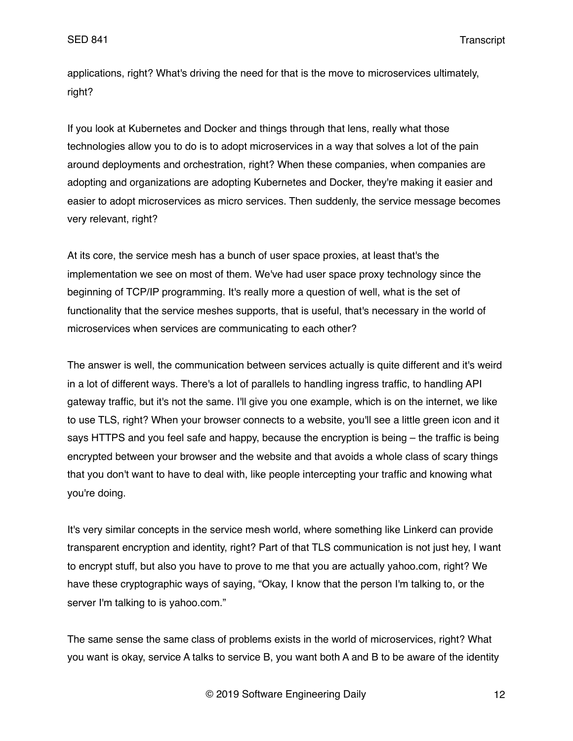applications, right? What's driving the need for that is the move to microservices ultimately, right?

If you look at Kubernetes and Docker and things through that lens, really what those technologies allow you to do is to adopt microservices in a way that solves a lot of the pain around deployments and orchestration, right? When these companies, when companies are adopting and organizations are adopting Kubernetes and Docker, they're making it easier and easier to adopt microservices as micro services. Then suddenly, the service message becomes very relevant, right?

At its core, the service mesh has a bunch of user space proxies, at least that's the implementation we see on most of them. We've had user space proxy technology since the beginning of TCP/IP programming. It's really more a question of well, what is the set of functionality that the service meshes supports, that is useful, that's necessary in the world of microservices when services are communicating to each other?

The answer is well, the communication between services actually is quite different and it's weird in a lot of different ways. There's a lot of parallels to handling ingress traffic, to handling API gateway traffic, but it's not the same. I'll give you one example, which is on the internet, we like to use TLS, right? When your browser connects to a website, you'll see a little green icon and it says HTTPS and you feel safe and happy, because the encryption is being – the traffic is being encrypted between your browser and the website and that avoids a whole class of scary things that you don't want to have to deal with, like people intercepting your traffic and knowing what you're doing.

It's very similar concepts in the service mesh world, where something like Linkerd can provide transparent encryption and identity, right? Part of that TLS communication is not just hey, I want to encrypt stuff, but also you have to prove to me that you are actually yahoo.com, right? We have these cryptographic ways of saying, "Okay, I know that the person I'm talking to, or the server I'm talking to is yahoo.com."

The same sense the same class of problems exists in the world of microservices, right? What you want is okay, service A talks to service B, you want both A and B to be aware of the identity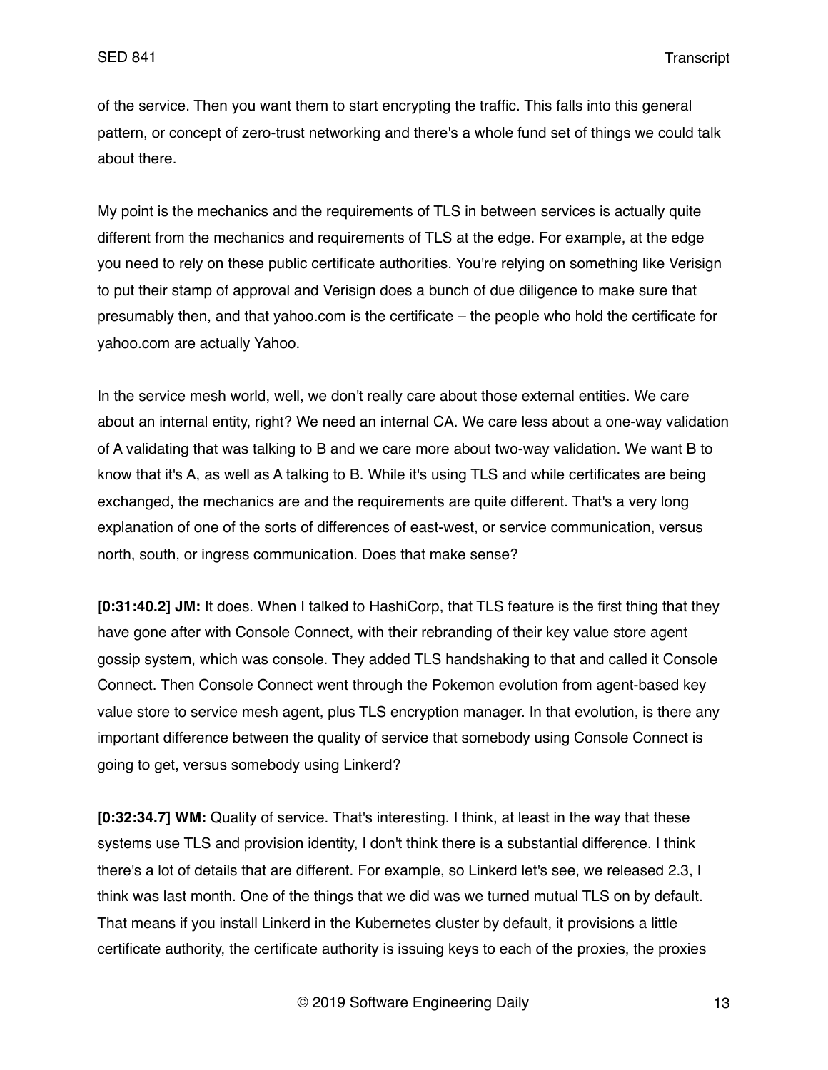of the service. Then you want them to start encrypting the traffic. This falls into this general pattern, or concept of zero-trust networking and there's a whole fund set of things we could talk about there.

My point is the mechanics and the requirements of TLS in between services is actually quite different from the mechanics and requirements of TLS at the edge. For example, at the edge you need to rely on these public certificate authorities. You're relying on something like Verisign to put their stamp of approval and Verisign does a bunch of due diligence to make sure that presumably then, and that yahoo.com is the certificate – the people who hold the certificate for yahoo.com are actually Yahoo.

In the service mesh world, well, we don't really care about those external entities. We care about an internal entity, right? We need an internal CA. We care less about a one-way validation of A validating that was talking to B and we care more about two-way validation. We want B to know that it's A, as well as A talking to B. While it's using TLS and while certificates are being exchanged, the mechanics are and the requirements are quite different. That's a very long explanation of one of the sorts of differences of east-west, or service communication, versus north, south, or ingress communication. Does that make sense?

**[0:31:40.2] JM:** It does. When I talked to HashiCorp, that TLS feature is the first thing that they have gone after with Console Connect, with their rebranding of their key value store agent gossip system, which was console. They added TLS handshaking to that and called it Console Connect. Then Console Connect went through the Pokemon evolution from agent-based key value store to service mesh agent, plus TLS encryption manager. In that evolution, is there any important difference between the quality of service that somebody using Console Connect is going to get, versus somebody using Linkerd?

**[0:32:34.7] WM:** Quality of service. That's interesting. I think, at least in the way that these systems use TLS and provision identity, I don't think there is a substantial difference. I think there's a lot of details that are different. For example, so Linkerd let's see, we released 2.3, I think was last month. One of the things that we did was we turned mutual TLS on by default. That means if you install Linkerd in the Kubernetes cluster by default, it provisions a little certificate authority, the certificate authority is issuing keys to each of the proxies, the proxies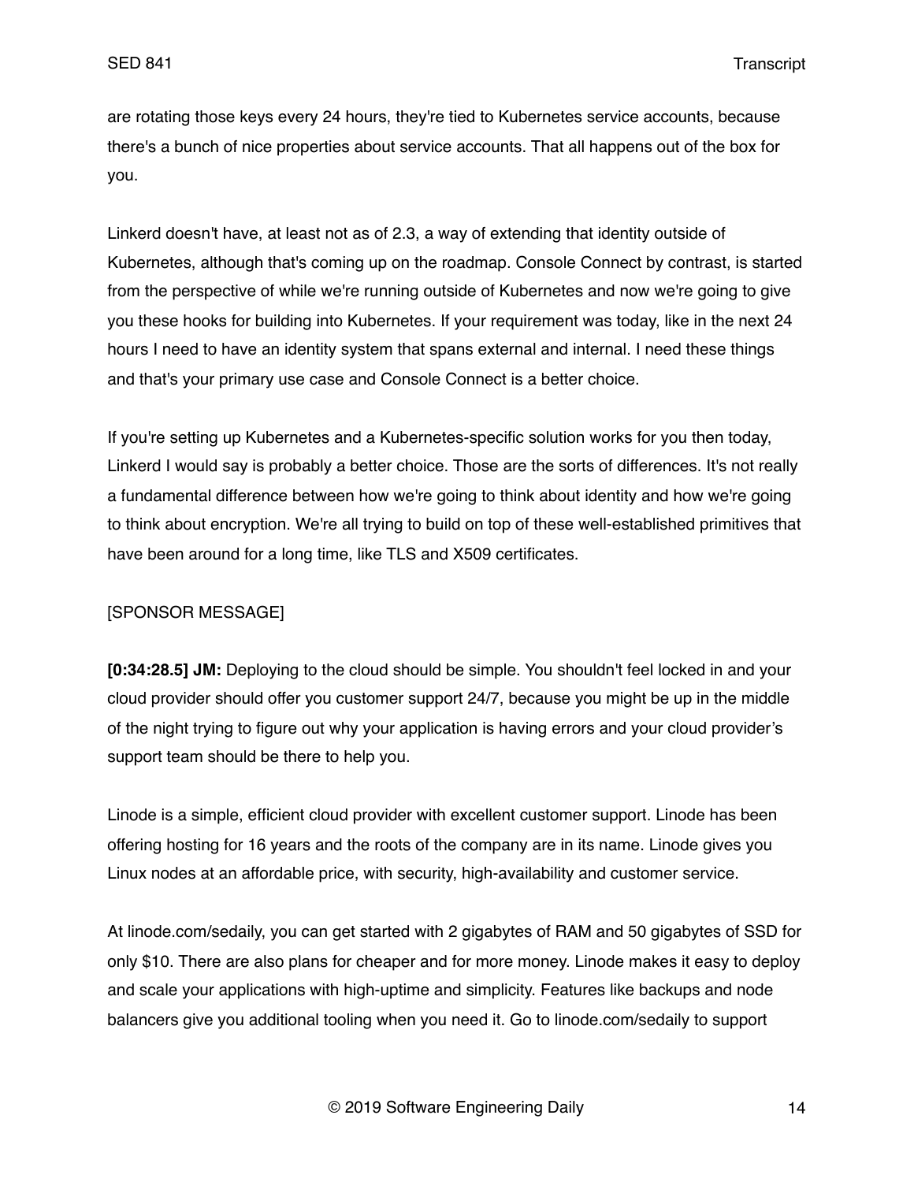are rotating those keys every 24 hours, they're tied to Kubernetes service accounts, because there's a bunch of nice properties about service accounts. That all happens out of the box for you.

Linkerd doesn't have, at least not as of 2.3, a way of extending that identity outside of Kubernetes, although that's coming up on the roadmap. Console Connect by contrast, is started from the perspective of while we're running outside of Kubernetes and now we're going to give you these hooks for building into Kubernetes. If your requirement was today, like in the next 24 hours I need to have an identity system that spans external and internal. I need these things and that's your primary use case and Console Connect is a better choice.

If you're setting up Kubernetes and a Kubernetes-specific solution works for you then today, Linkerd I would say is probably a better choice. Those are the sorts of differences. It's not really a fundamental difference between how we're going to think about identity and how we're going to think about encryption. We're all trying to build on top of these well-established primitives that have been around for a long time, like TLS and X509 certificates.

[SPONSOR MESSAGE]

**[0:34:28.5] JM:** Deploying to the cloud should be simple. You shouldn't feel locked in and your cloud provider should offer you customer support 24/7, because you might be up in the middle of the night trying to figure out why your application is having errors and your cloud provider's support team should be there to help you.

Linode is a simple, efficient cloud provider with excellent customer support. Linode has been offering hosting for 16 years and the roots of the company are in its name. Linode gives you Linux nodes at an affordable price, with security, high-availability and customer service.

At linode.com/sedaily, you can get started with 2 gigabytes of RAM and 50 gigabytes of SSD for only $10. There are also plans for cheaper and for more money. Linode makes it easy to deploy and scale your applications with high-uptime and simplicity. Features like backups and node balancers give you additional tooling when you need it. Go to linode.com/sedaily to support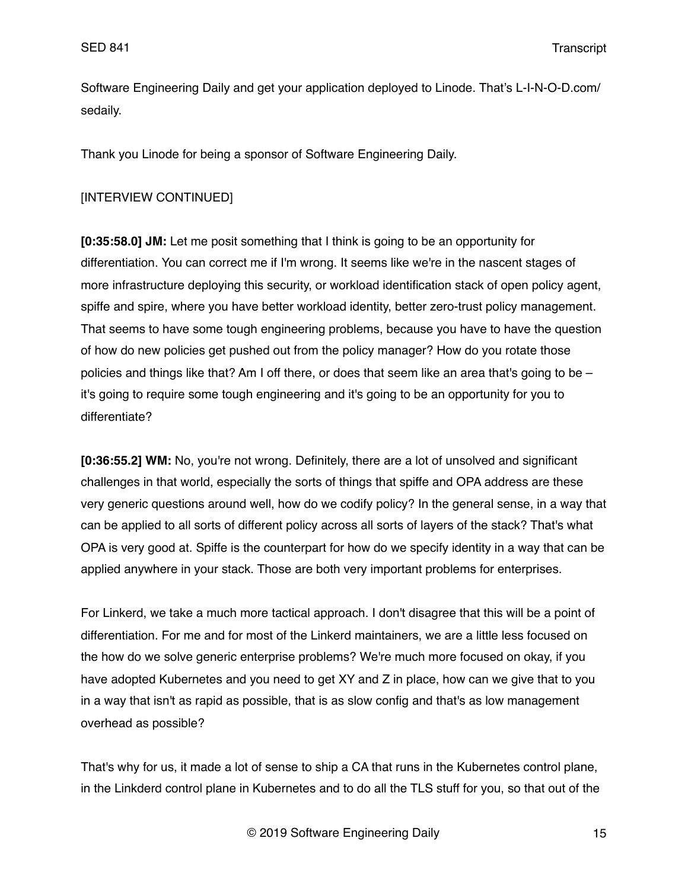Software Engineering Daily and get your application deployed to Linode. That's L-I-N-O-D.com/sedaily.

Thank you Linode for being a sponsor of Software Engineering Daily.

[INTERVIEW CONTINUED]

**[0:35:58.0] JM:** Let me posit something that I think is going to be an opportunity for differentiation. You can correct me if I'm wrong. It seems like we're in the nascent stages of more infrastructure deploying this security, or workload identification stack of open policy agent, spiffe and spire, where you have better workload identity, better zero-trust policy management. That seems to have some tough engineering problems, because you have to have the question of how do new policies get pushed out from the policy manager? How do you rotate those policies and things like that? Am I off there, or does that seem like an area that's going to be – it's going to require some tough engineering and it's going to be an opportunity for you to differentiate?

**[0:36:55.2] WM:** No, you're not wrong. Definitely, there are a lot of unsolved and significant challenges in that world, especially the sorts of things that spiffe and OPA address are these very generic questions around well, how do we codify policy? In the general sense, in a way that can be applied to all sorts of different policy across all sorts of layers of the stack? That's what OPA is very good at. Spiffe is the counterpart for how do we specify identity in a way that can be applied anywhere in your stack. Those are both very important problems for enterprises.

For Linkerd, we take a much more tactical approach. I don't disagree that this will be a point of differentiation. For me and for most of the Linkerd maintainers, we are a little less focused on the how do we solve generic enterprise problems? We're much more focused on okay, if you have adopted Kubernetes and you need to get XY and Z in place, how can we give that to you in a way that isn't as rapid as possible, that is as slow config and that's as low management overhead as possible?

That's why for us, it made a lot of sense to ship a CA that runs in the Kubernetes control plane, in the Linkderd control plane in Kubernetes and to do all the TLS stuff for you, so that out of the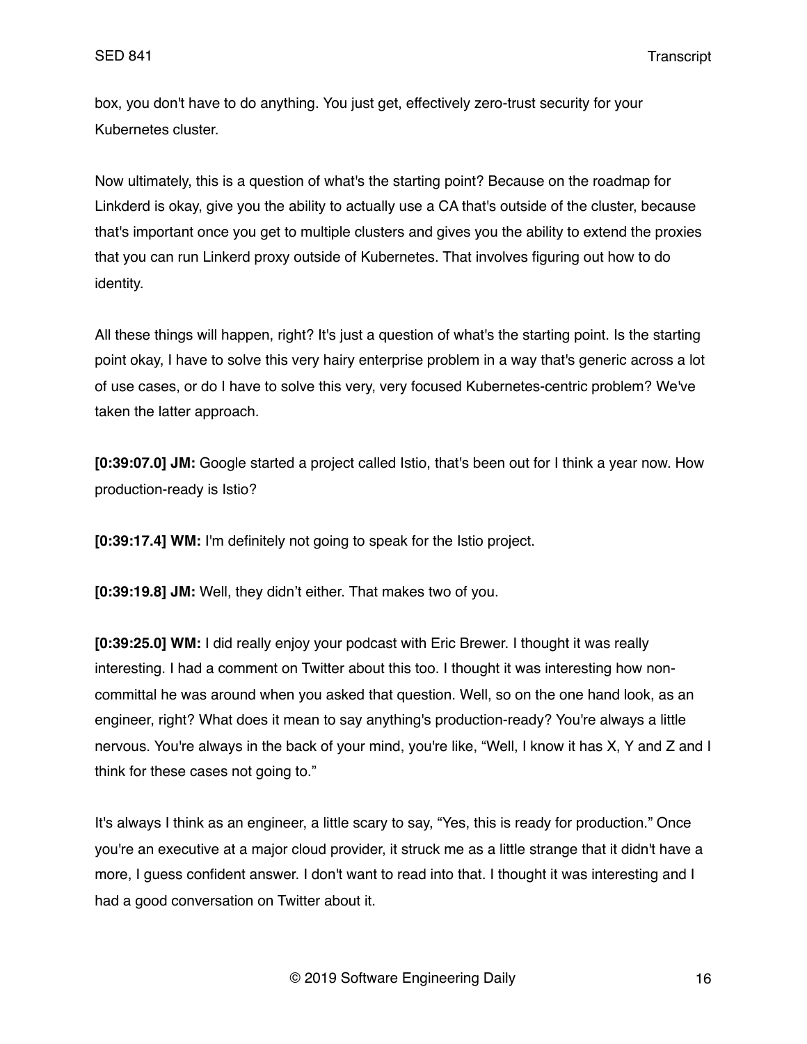box, you don't have to do anything. You just get, effectively zero-trust security for your Kubernetes cluster.

Now ultimately, this is a question of what's the starting point? Because on the roadmap for Linkderd is okay, give you the ability to actually use a CA that's outside of the cluster, because that's important once you get to multiple clusters and gives you the ability to extend the proxies that you can run Linkerd proxy outside of Kubernetes. That involves figuring out how to do identity.

All these things will happen, right? It's just a question of what's the starting point. Is the starting point okay, I have to solve this very hairy enterprise problem in a way that's generic across a lot of use cases, or do I have to solve this very, very focused Kubernetes-centric problem? We've taken the latter approach.

**[0:39:07.0] JM:** Google started a project called Istio, that's been out for I think a year now. How production-ready is Istio?

**[0:39:17.4] WM:** I'm definitely not going to speak for the Istio project.

**[0:39:19.8] JM:** Well, they didn't either. That makes two of you.

**[0:39:25.0] WM:** I did really enjoy your podcast with Eric Brewer. I thought it was really interesting. I had a comment on Twitter about this too. I thought it was interesting how non-committal he was around when you asked that question. Well, so on the one hand look, as an engineer, right? What does it mean to say anything's production-ready? You're always a little nervous. You're always in the back of your mind, you're like, "Well, I know it has X, Y and Z and I think for these cases not going to."

It's always I think as an engineer, a little scary to say, "Yes, this is ready for production." Once you're an executive at a major cloud provider, it struck me as a little strange that it didn't have a more, I guess confident answer. I don't want to read into that. I thought it was interesting and I had a good conversation on Twitter about it.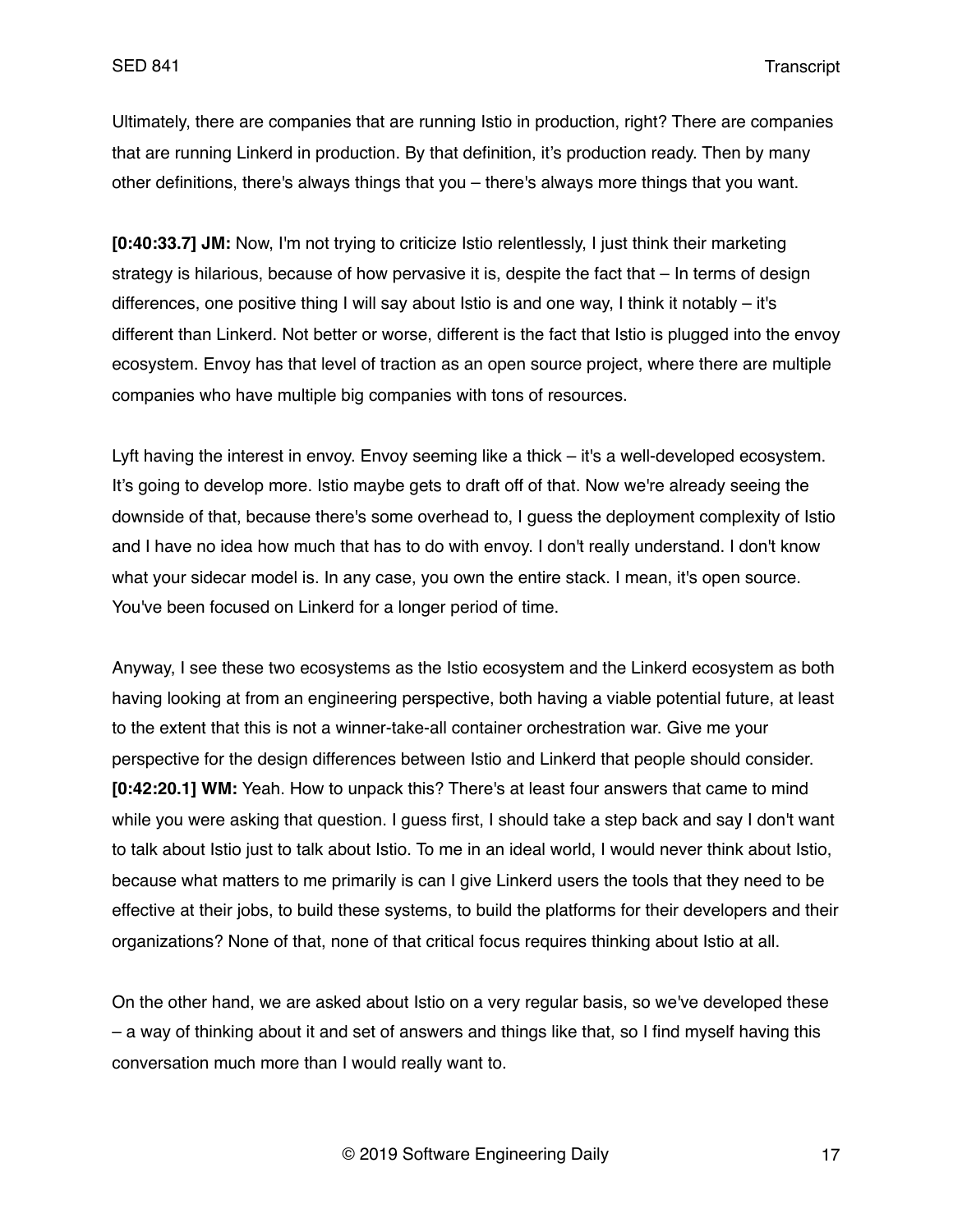Ultimately, there are companies that are running Istio in production, right? There are companies that are running Linkerd in production. By that definition, it's production ready. Then by many other definitions, there's always things that you – there's always more things that you want.

**[0:40:33.7] JM:** Now, I'm not trying to criticize Istio relentlessly, I just think their marketing strategy is hilarious, because of how pervasive it is, despite the fact that – In terms of design differences, one positive thing I will say about Istio is and one way, I think it notably – it's different than Linkerd. Not better or worse, different is the fact that Istio is plugged into the envoy ecosystem. Envoy has that level of traction as an open source project, where there are multiple companies who have multiple big companies with tons of resources.

Lyft having the interest in envoy. Envoy seeming like a thick – it's a well-developed ecosystem. It's going to develop more. Istio maybe gets to draft off of that. Now we're already seeing the downside of that, because there's some overhead to, I guess the deployment complexity of Istio and I have no idea how much that has to do with envoy. I don't really understand. I don't know what your sidecar model is. In any case, you own the entire stack. I mean, it's open source. You've been focused on Linkerd for a longer period of time.

Anyway, I see these two ecosystems as the Istio ecosystem and the Linkerd ecosystem as both having looking at from an engineering perspective, both having a viable potential future, at least to the extent that this is not a winner-take-all container orchestration war. Give me your perspective for the design differences between Istio and Linkerd that people should consider.

**[0:42:20.1] WM:** Yeah. How to unpack this? There's at least four answers that came to mind while you were asking that question. I guess first, I should take a step back and say I don't want to talk about Istio just to talk about Istio. To me in an ideal world, I would never think about Istio, because what matters to me primarily is can I give Linkerd users the tools that they need to be effective at their jobs, to build these systems, to build the platforms for their developers and their organizations? None of that, none of that critical focus requires thinking about Istio at all.

On the other hand, we are asked about Istio on a very regular basis, so we've developed these – a way of thinking about it and set of answers and things like that, so I find myself having this conversation much more than I would really want to.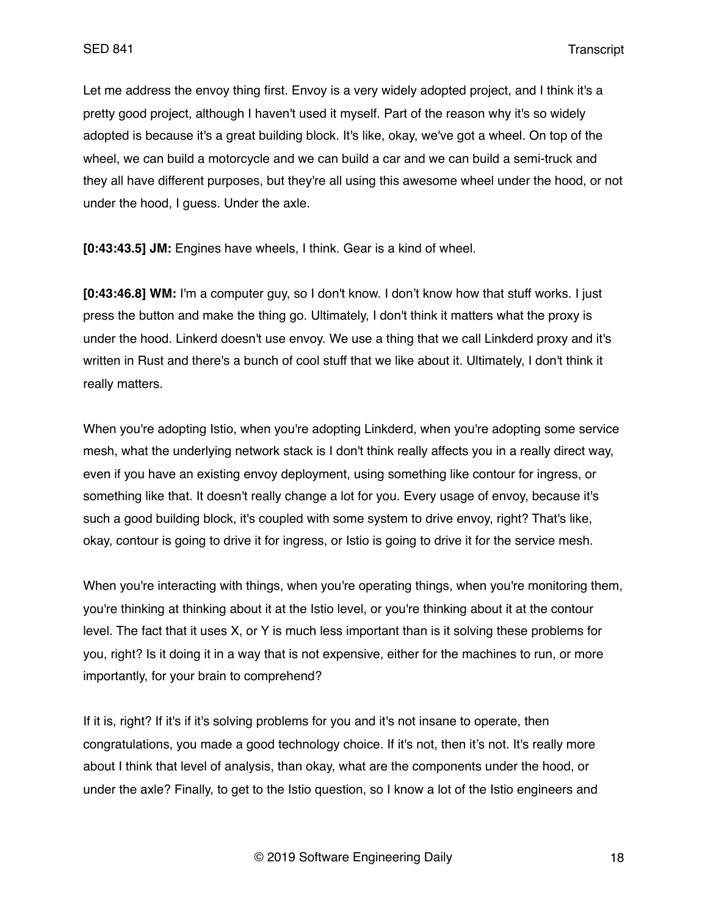Let me address the envoy thing first. Envoy is a very widely adopted project, and I think it's a pretty good project, although I haven't used it myself. Part of the reason why it's so widely adopted is because it's a great building block. It's like, okay, we've got a wheel. On top of the wheel, we can build a motorcycle and we can build a car and we can build a semi-truck and they all have different purposes, but they're all using this awesome wheel under the hood, or not under the hood, I guess. Under the axle.

**[0:43:43.5] JM:** Engines have wheels, I think. Gear is a kind of wheel.

**[0:43:46.8] WM:** I'm a computer guy, so I don't know. I don't know how that stuff works. I just press the button and make the thing go. Ultimately, I don't think it matters what the proxy is under the hood. Linkerd doesn't use envoy. We use a thing that we call Linkderd proxy and it's written in Rust and there's a bunch of cool stuff that we like about it. Ultimately, I don't think it really matters.

When you're adopting Istio, when you're adopting Linkderd, when you're adopting some service mesh, what the underlying network stack is I don't think really affects you in a really direct way, even if you have an existing envoy deployment, using something like contour for ingress, or something like that. It doesn't really change a lot for you. Every usage of envoy, because it's such a good building block, it's coupled with some system to drive envoy, right? That's like, okay, contour is going to drive it for ingress, or Istio is going to drive it for the service mesh.

When you're interacting with things, when you're operating things, when you're monitoring them, you're thinking at thinking about it at the Istio level, or you're thinking about it at the contour level. The fact that it uses X, or Y is much less important than is it solving these problems for you, right? Is it doing it in a way that is not expensive, either for the machines to run, or more importantly, for your brain to comprehend?

If it is, right? If it's if it's solving problems for you and it's not insane to operate, then congratulations, you made a good technology choice. If it's not, then it's not. It's really more about I think that level of analysis, than okay, what are the components under the hood, or under the axle? Finally, to get to the Istio question, so I know a lot of the Istio engineers and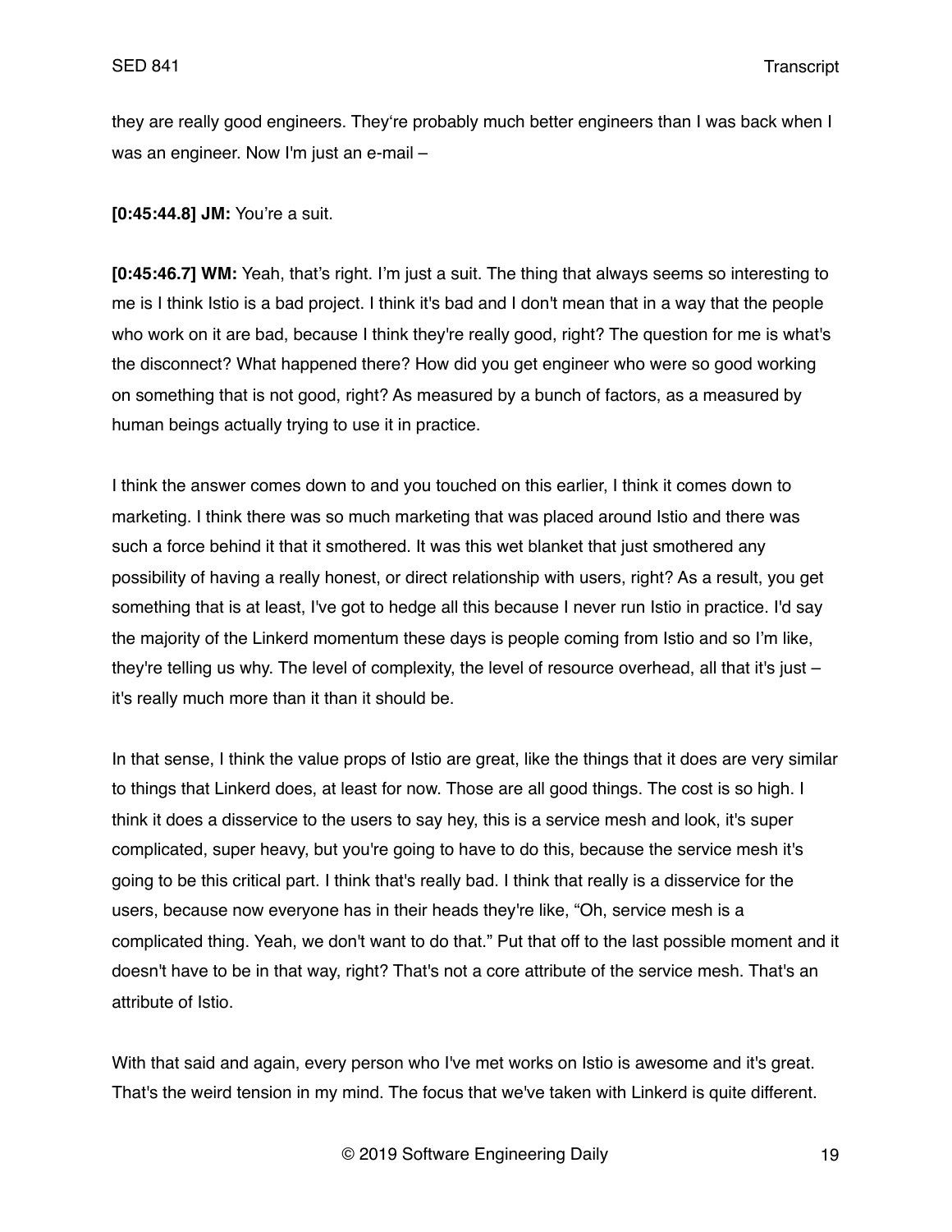they are really good engineers. They're probably much better engineers than I was back when I was an engineer. Now I'm just an e-mail –

**[0:45:44.8] JM:** You're a suit.

**[0:45:46.7] WM:** Yeah, that's right. I'm just a suit. The thing that always seems so interesting to me is I think Istio is a bad project. I think it's bad and I don't mean that in a way that the people who work on it are bad, because I think they're really good, right? The question for me is what's the disconnect? What happened there? How did you get engineer who were so good working on something that is not good, right? As measured by a bunch of factors, as a measured by human beings actually trying to use it in practice.

I think the answer comes down to and you touched on this earlier, I think it comes down to marketing. I think there was so much marketing that was placed around Istio and there was such a force behind it that it smothered. It was this wet blanket that just smothered any possibility of having a really honest, or direct relationship with users, right? As a result, you get something that is at least, I've got to hedge all this because I never run Istio in practice. I'd say the majority of the Linkerd momentum these days is people coming from Istio and so I'm like, they're telling us why. The level of complexity, the level of resource overhead, all that it's just – it's really much more than it than it should be.

In that sense, I think the value props of Istio are great, like the things that it does are very similar to things that Linkerd does, at least for now. Those are all good things. The cost is so high. I think it does a disservice to the users to say hey, this is a service mesh and look, it's super complicated, super heavy, but you're going to have to do this, because the service mesh it's going to be this critical part. I think that's really bad. I think that really is a disservice for the users, because now everyone has in their heads they're like, "Oh, service mesh is a complicated thing. Yeah, we don't want to do that." Put that off to the last possible moment and it doesn't have to be in that way, right? That's not a core attribute of the service mesh. That's an attribute of Istio.

With that said and again, every person who I've met works on Istio is awesome and it's great. That's the weird tension in my mind. The focus that we've taken with Linkerd is quite different.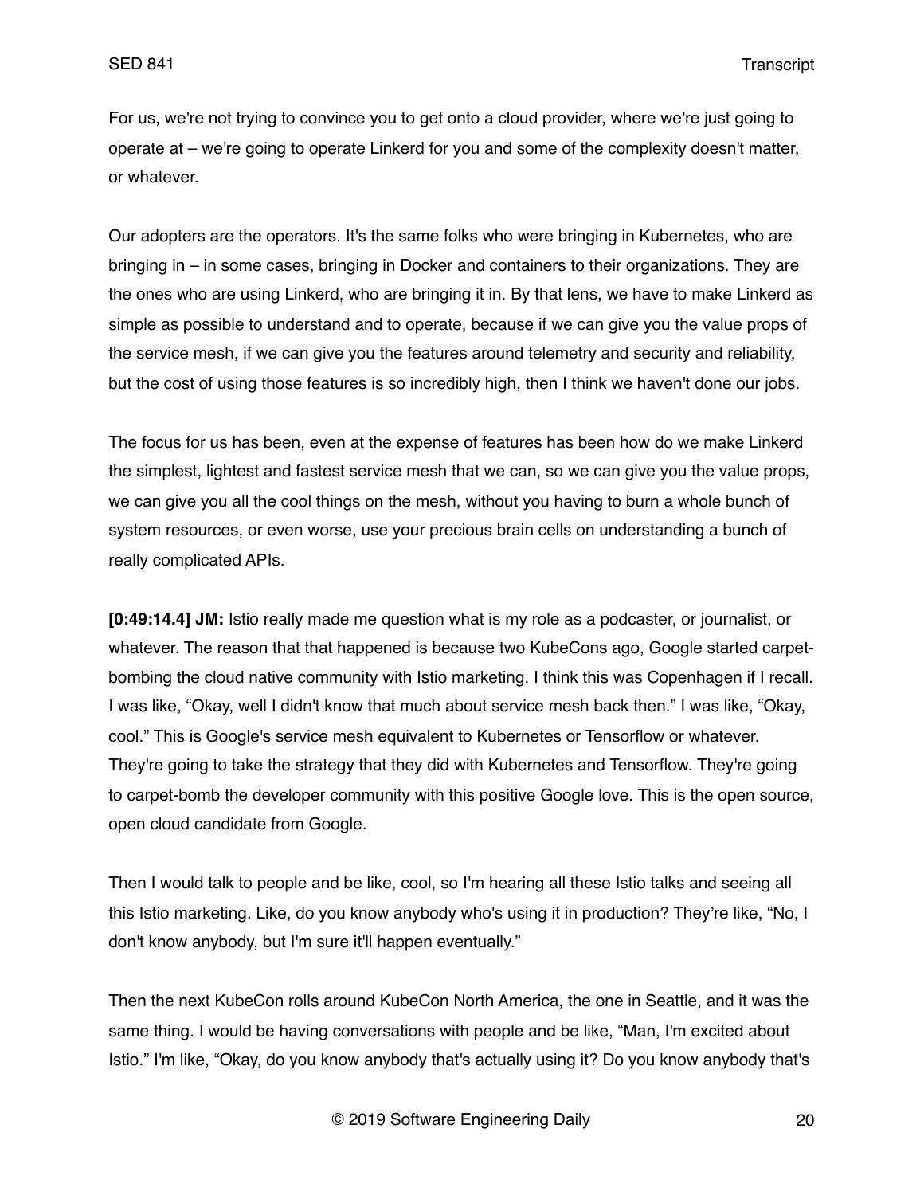For us, we're not trying to convince you to get onto a cloud provider, where we're just going to operate at – we're going to operate Linkerd for you and some of the complexity doesn't matter, or whatever.

Our adopters are the operators. It's the same folks who were bringing in Kubernetes, who are bringing in – in some cases, bringing in Docker and containers to their organizations. They are the ones who are using Linkerd, who are bringing it in. By that lens, we have to make Linkerd as simple as possible to understand and to operate, because if we can give you the value props of the service mesh, if we can give you the features around telemetry and security and reliability, but the cost of using those features is so incredibly high, then I think we haven't done our jobs.

The focus for us has been, even at the expense of features has been how do we make Linkerd the simplest, lightest and fastest service mesh that we can, so we can give you the value props, we can give you all the cool things on the mesh, without you having to burn a whole bunch of system resources, or even worse, use your precious brain cells on understanding a bunch of really complicated APIs.

**[0:49:14.4] JM:** Istio really made me question what is my role as a podcaster, or journalist, or whatever. The reason that that happened is because two KubeCons ago, Google started carpet-bombing the cloud native community with Istio marketing. I think this was Copenhagen if I recall. I was like, "Okay, well I didn't know that much about service mesh back then." I was like, "Okay, cool." This is Google's service mesh equivalent to Kubernetes or Tensorflow or whatever. They're going to take the strategy that they did with Kubernetes and Tensorflow. They're going to carpet-bomb the developer community with this positive Google love. This is the open source, open cloud candidate from Google.

Then I would talk to people and be like, cool, so I'm hearing all these Istio talks and seeing all this Istio marketing. Like, do you know anybody who's using it in production? They're like, "No, I don't know anybody, but I'm sure it'll happen eventually."

Then the next KubeCon rolls around KubeCon North America, the one in Seattle, and it was the same thing. I would be having conversations with people and be like, "Man, I'm excited about Istio." I'm like, "Okay, do you know anybody that's actually using it? Do you know anybody that's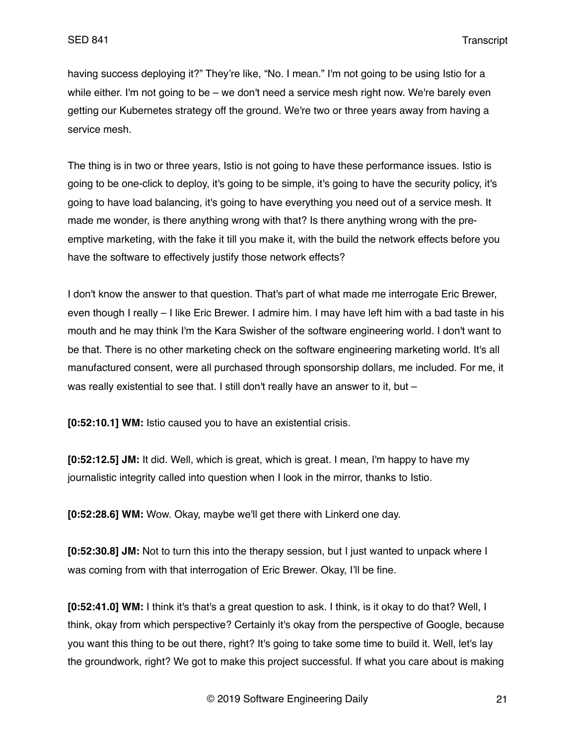having success deploying it?" They're like, "No. I mean." I'm not going to be using Istio for a while either. I'm not going to be – we don't need a service mesh right now. We're barely even getting our Kubernetes strategy off the ground. We're two or three years away from having a service mesh.

The thing is in two or three years, Istio is not going to have these performance issues. Istio is going to be one-click to deploy, it's going to be simple, it's going to have the security policy, it's going to have load balancing, it's going to have everything you need out of a service mesh. It made me wonder, is there anything wrong with that? Is there anything wrong with the pre-emptive marketing, with the fake it till you make it, with the build the network effects before you have the software to effectively justify those network effects?

I don't know the answer to that question. That's part of what made me interrogate Eric Brewer, even though I really – I like Eric Brewer. I admire him. I may have left him with a bad taste in his mouth and he may think I'm the Kara Swisher of the software engineering world. I don't want to be that. There is no other marketing check on the software engineering marketing world. It's all manufactured consent, were all purchased through sponsorship dollars, me included. For me, it was really existential to see that. I still don't really have an answer to it, but –

**[0:52:10.1] WM:** Istio caused you to have an existential crisis.

**[0:52:12.5] JM:** It did. Well, which is great, which is great. I mean, I'm happy to have my journalistic integrity called into question when I look in the mirror, thanks to Istio.

**[0:52:28.6] WM:** Wow. Okay, maybe we'll get there with Linkerd one day.

**[0:52:30.8] JM:** Not to turn this into the therapy session, but I just wanted to unpack where I was coming from with that interrogation of Eric Brewer. Okay, I'll be fine.

**[0:52:41.0] WM:** I think it's that's a great question to ask. I think, is it okay to do that? Well, I think, okay from which perspective? Certainly it's okay from the perspective of Google, because you want this thing to be out there, right? It's going to take some time to build it. Well, let's lay the groundwork, right? We got to make this project successful. If what you care about is making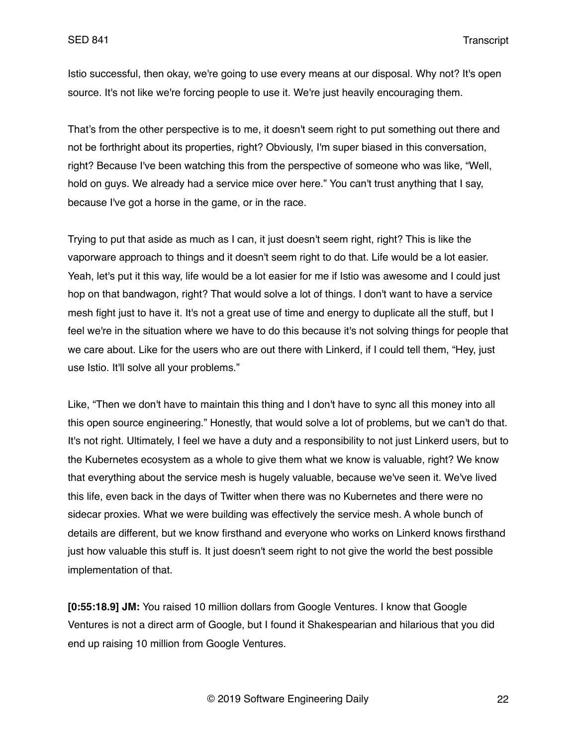Istio successful, then okay, we're going to use every means at our disposal. Why not? It's open source. It's not like we're forcing people to use it. We're just heavily encouraging them.

That's from the other perspective is to me, it doesn't seem right to put something out there and not be forthright about its properties, right? Obviously, I'm super biased in this conversation, right? Because I've been watching this from the perspective of someone who was like, "Well, hold on guys. We already had a service mice over here." You can't trust anything that I say, because I've got a horse in the game, or in the race.

Trying to put that aside as much as I can, it just doesn't seem right, right? This is like the vaporware approach to things and it doesn't seem right to do that. Life would be a lot easier. Yeah, let's put it this way, life would be a lot easier for me if Istio was awesome and I could just hop on that bandwagon, right? That would solve a lot of things. I don't want to have a service mesh fight just to have it. It's not a great use of time and energy to duplicate all the stuff, but I feel we're in the situation where we have to do this because it's not solving things for people that we care about. Like for the users who are out there with Linkerd, if I could tell them, "Hey, just use Istio. It'll solve all your problems."

Like, "Then we don't have to maintain this thing and I don't have to sync all this money into all this open source engineering." Honestly, that would solve a lot of problems, but we can't do that. It's not right. Ultimately, I feel we have a duty and a responsibility to not just Linkerd users, but to the Kubernetes ecosystem as a whole to give them what we know is valuable, right? We know that everything about the service mesh is hugely valuable, because we've seen it. We've lived this life, even back in the days of Twitter when there was no Kubernetes and there were no sidecar proxies. What we were building was effectively the service mesh. A whole bunch of details are different, but we know firsthand and everyone who works on Linkerd knows firsthand just how valuable this stuff is. It just doesn't seem right to not give the world the best possible implementation of that.

**[0:55:18.9] JM:** You raised 10 million dollars from Google Ventures. I know that Google Ventures is not a direct arm of Google, but I found it Shakespearian and hilarious that you did end up raising 10 million from Google Ventures.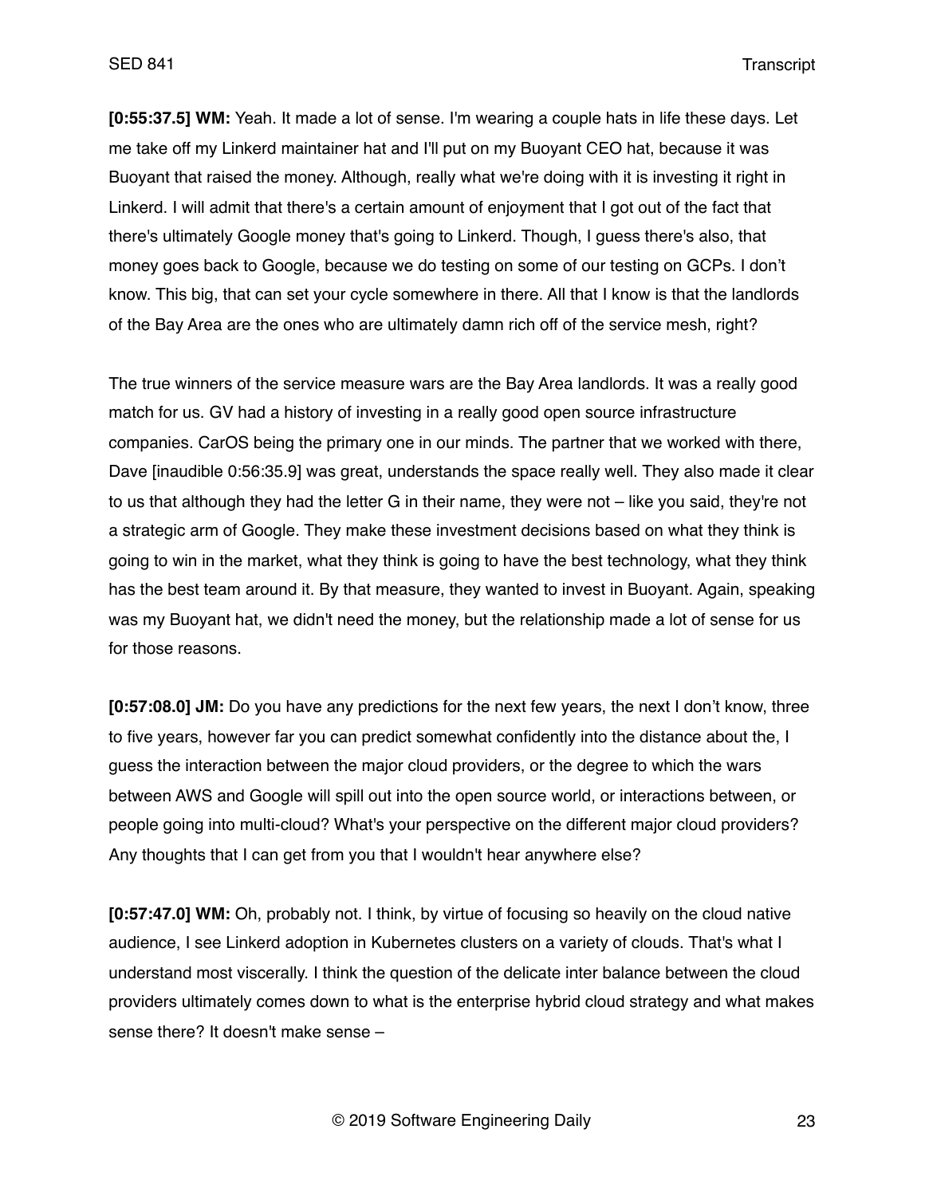**[0:55:37.5] WM:** Yeah. It made a lot of sense. I'm wearing a couple hats in life these days. Let me take off my Linkerd maintainer hat and I'll put on my Buoyant CEO hat, because it was Buoyant that raised the money. Although, really what we're doing with it is investing it right in Linkerd. I will admit that there's a certain amount of enjoyment that I got out of the fact that there's ultimately Google money that's going to Linkerd. Though, I guess there's also, that money goes back to Google, because we do testing on some of our testing on GCPs. I don't know. This big, that can set your cycle somewhere in there. All that I know is that the landlords of the Bay Area are the ones who are ultimately damn rich off of the service mesh, right?

The true winners of the service measure wars are the Bay Area landlords. It was a really good match for us. GV had a history of investing in a really good open source infrastructure companies. CarOS being the primary one in our minds. The partner that we worked with there, Dave [inaudible 0:56:35.9] was great, understands the space really well. They also made it clear to us that although they had the letter G in their name, they were not – like you said, they're not a strategic arm of Google. They make these investment decisions based on what they think is going to win in the market, what they think is going to have the best technology, what they think has the best team around it. By that measure, they wanted to invest in Buoyant. Again, speaking was my Buoyant hat, we didn't need the money, but the relationship made a lot of sense for us for those reasons.

**[0:57:08.0] JM:** Do you have any predictions for the next few years, the next I don't know, three to five years, however far you can predict somewhat confidently into the distance about the, I guess the interaction between the major cloud providers, or the degree to which the wars between AWS and Google will spill out into the open source world, or interactions between, or people going into multi-cloud? What's your perspective on the different major cloud providers? Any thoughts that I can get from you that I wouldn't hear anywhere else?

**[0:57:47.0] WM:** Oh, probably not. I think, by virtue of focusing so heavily on the cloud native audience, I see Linkerd adoption in Kubernetes clusters on a variety of clouds. That's what I understand most viscerally. I think the question of the delicate inter balance between the cloud providers ultimately comes down to what is the enterprise hybrid cloud strategy and what makes sense there? It doesn't make sense –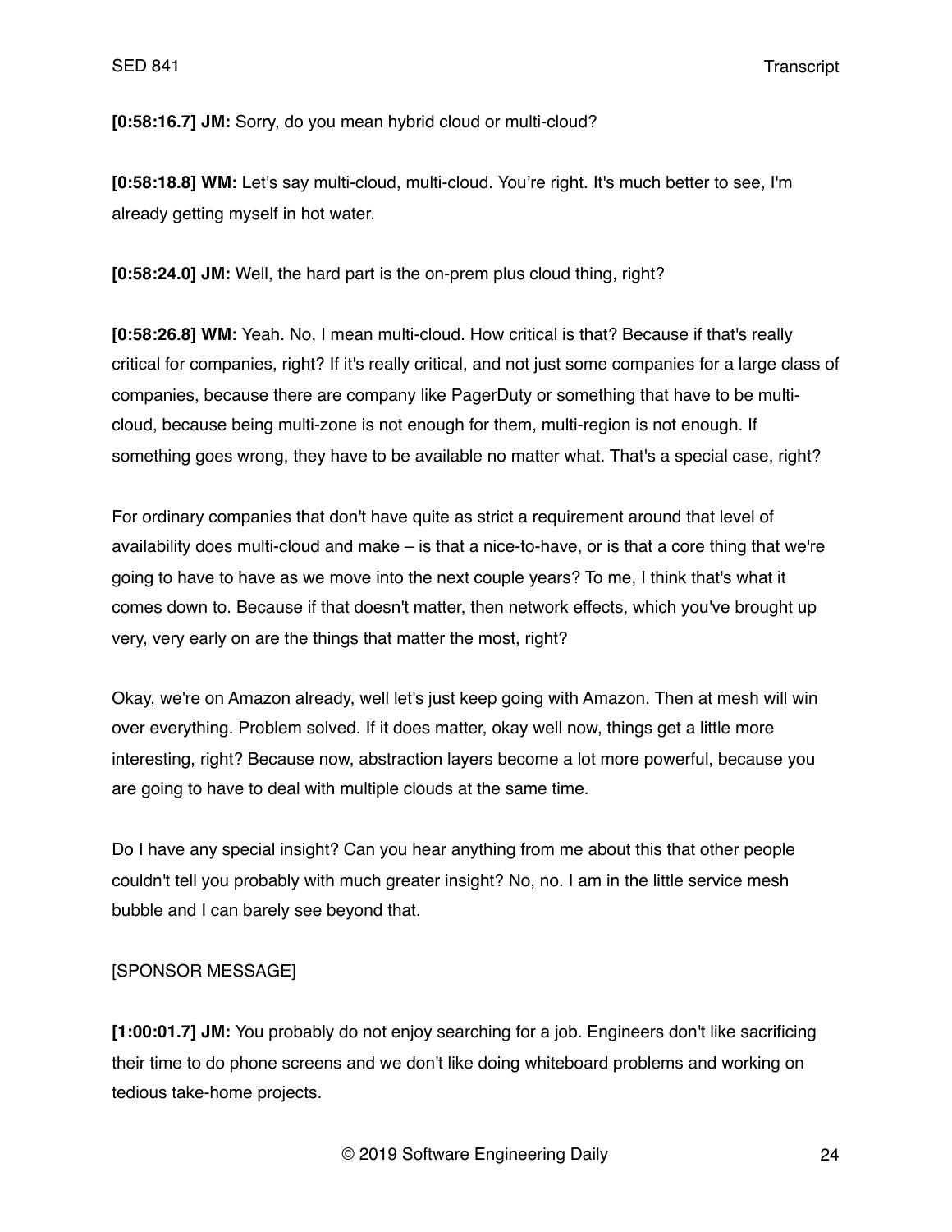**[0:58:16.7] JM:** Sorry, do you mean hybrid cloud or multi-cloud?

**[0:58:18.8] WM:** Let's say multi-cloud, multi-cloud. You're right. It's much better to see, I'm already getting myself in hot water.

**[0:58:24.0] JM:** Well, the hard part is the on-prem plus cloud thing, right?

**[0:58:26.8] WM:** Yeah. No, I mean multi-cloud. How critical is that? Because if that's really critical for companies, right? If it's really critical, and not just some companies for a large class of companies, because there are company like PagerDuty or something that have to be multi-cloud, because being multi-zone is not enough for them, multi-region is not enough. If something goes wrong, they have to be available no matter what. That's a special case, right?

For ordinary companies that don't have quite as strict a requirement around that level of availability does multi-cloud and make – is that a nice-to-have, or is that a core thing that we're going to have to have as we move into the next couple years? To me, I think that's what it comes down to. Because if that doesn't matter, then network effects, which you've brought up very, very early on are the things that matter the most, right?

Okay, we're on Amazon already, well let's just keep going with Amazon. Then at mesh will win over everything. Problem solved. If it does matter, okay well now, things get a little more interesting, right? Because now, abstraction layers become a lot more powerful, because you are going to have to deal with multiple clouds at the same time.

Do I have any special insight? Can you hear anything from me about this that other people couldn't tell you probably with much greater insight? No, no. I am in the little service mesh bubble and I can barely see beyond that.

[SPONSOR MESSAGE]

**[1:00:01.7] JM:** You probably do not enjoy searching for a job. Engineers don't like sacrificing their time to do phone screens and we don't like doing whiteboard problems and working on tedious take-home projects.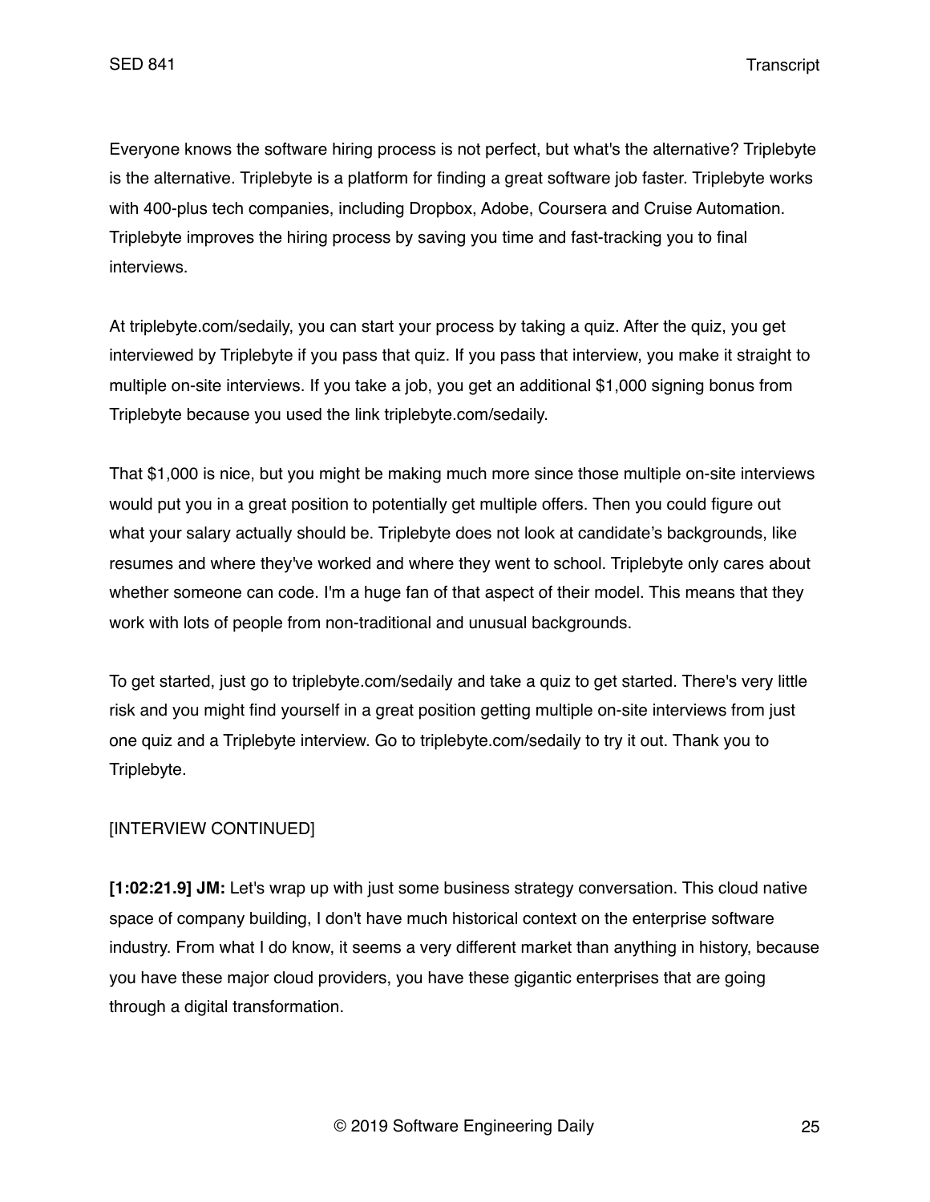Everyone knows the software hiring process is not perfect, but what's the alternative? Triplebyte is the alternative. Triplebyte is a platform for finding a great software job faster. Triplebyte works with 400-plus tech companies, including Dropbox, Adobe, Coursera and Cruise Automation. Triplebyte improves the hiring process by saving you time and fast-tracking you to final interviews.

At triplebyte.com/sedaily, you can start your process by taking a quiz. After the quiz, you get interviewed by Triplebyte if you pass that quiz. If you pass that interview, you make it straight to multiple on-site interviews. If you take a job, you get an additional $1,000 signing bonus from Triplebyte because you used the link triplebyte.com/sedaily.

That $1,000 is nice, but you might be making much more since those multiple on-site interviews would put you in a great position to potentially get multiple offers. Then you could figure out what your salary actually should be. Triplebyte does not look at candidate's backgrounds, like resumes and where they've worked and where they went to school. Triplebyte only cares about whether someone can code. I'm a huge fan of that aspect of their model. This means that they work with lots of people from non-traditional and unusual backgrounds.

To get started, just go to triplebyte.com/sedaily and take a quiz to get started. There's very little risk and you might find yourself in a great position getting multiple on-site interviews from just one quiz and a Triplebyte interview. Go to triplebyte.com/sedaily to try it out. Thank you to Triplebyte.

[INTERVIEW CONTINUED]

**[1:02:21.9] JM:** Let's wrap up with just some business strategy conversation. This cloud native space of company building, I don't have much historical context on the enterprise software industry. From what I do know, it seems a very different market than anything in history, because you have these major cloud providers, you have these gigantic enterprises that are going through a digital transformation.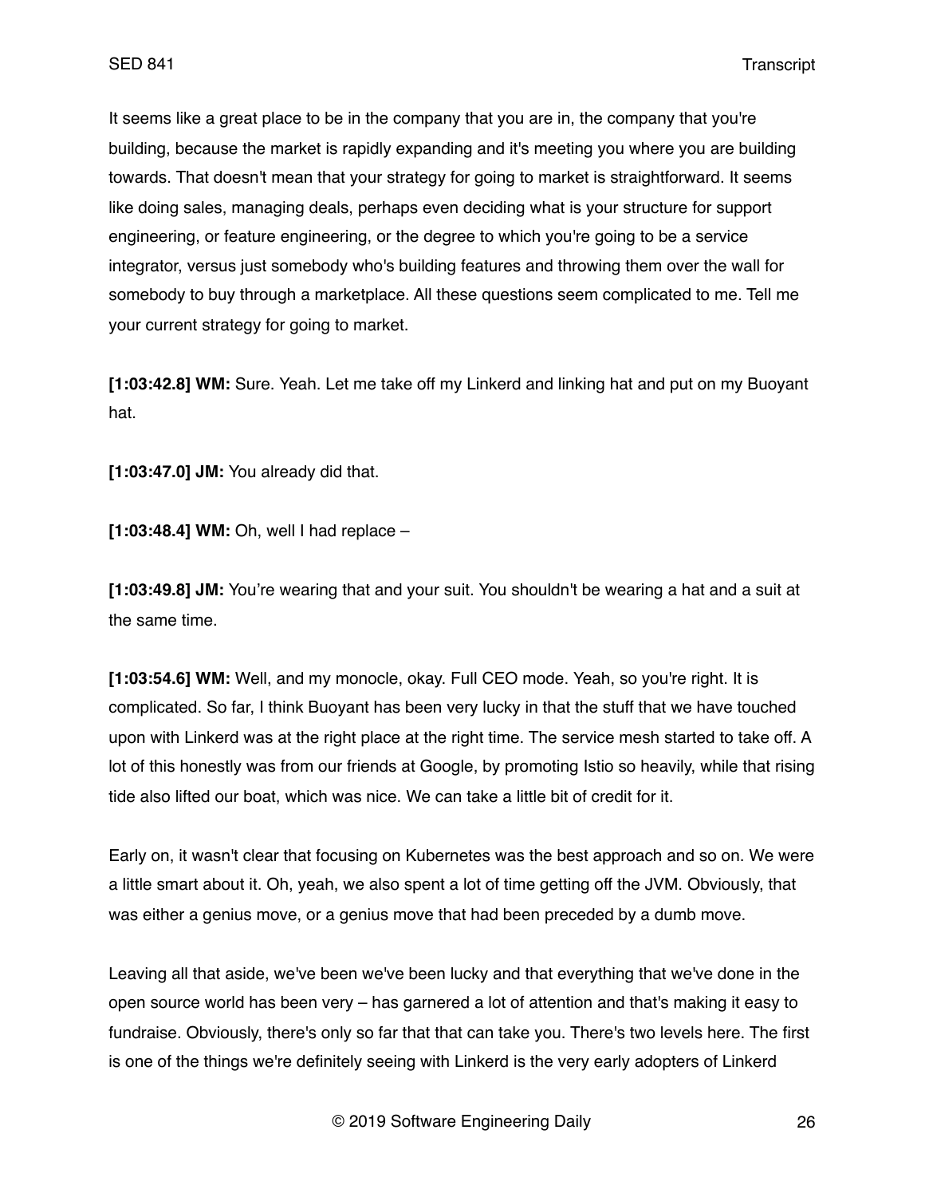It seems like a great place to be in the company that you are in, the company that you're building, because the market is rapidly expanding and it's meeting you where you are building towards. That doesn't mean that your strategy for going to market is straightforward. It seems like doing sales, managing deals, perhaps even deciding what is your structure for support engineering, or feature engineering, or the degree to which you're going to be a service integrator, versus just somebody who's building features and throwing them over the wall for somebody to buy through a marketplace. All these questions seem complicated to me. Tell me your current strategy for going to market.

**[1:03:42.8] WM:** Sure. Yeah. Let me take off my Linkerd and linking hat and put on my Buoyant hat.

**[1:03:47.0] JM:** You already did that.

**[1:03:48.4] WM:** Oh, well I had replace –

**[1:03:49.8] JM:** You're wearing that and your suit. You shouldn't be wearing a hat and a suit at the same time.

**[1:03:54.6] WM:** Well, and my monocle, okay. Full CEO mode. Yeah, so you're right. It is complicated. So far, I think Buoyant has been very lucky in that the stuff that we have touched upon with Linkerd was at the right place at the right time. The service mesh started to take off. A lot of this honestly was from our friends at Google, by promoting Istio so heavily, while that rising tide also lifted our boat, which was nice. We can take a little bit of credit for it.

Early on, it wasn't clear that focusing on Kubernetes was the best approach and so on. We were a little smart about it. Oh, yeah, we also spent a lot of time getting off the JVM. Obviously, that was either a genius move, or a genius move that had been preceded by a dumb move.

Leaving all that aside, we've been we've been lucky and that everything that we've done in the open source world has been very – has garnered a lot of attention and that's making it easy to fundraise. Obviously, there's only so far that that can take you. There's two levels here. The first is one of the things we're definitely seeing with Linkerd is the very early adopters of Linkerd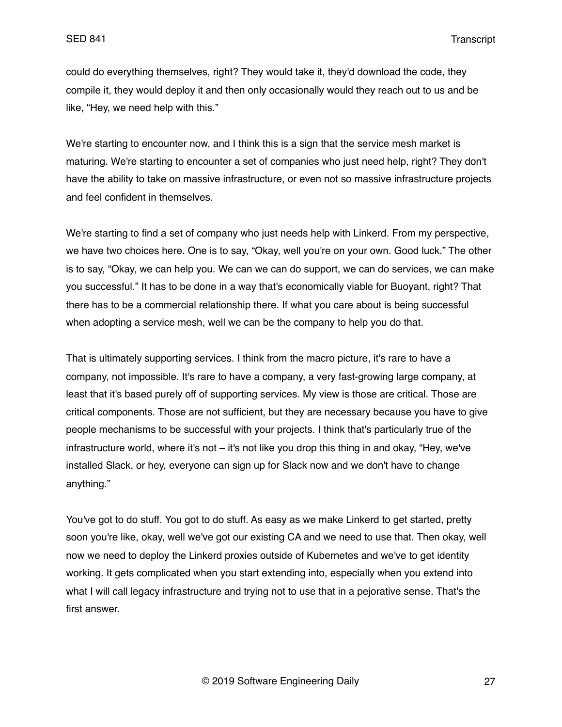could do everything themselves, right? They would take it, they'd download the code, they compile it, they would deploy it and then only occasionally would they reach out to us and be like, "Hey, we need help with this."

We're starting to encounter now, and I think this is a sign that the service mesh market is maturing. We're starting to encounter a set of companies who just need help, right? They don't have the ability to take on massive infrastructure, or even not so massive infrastructure projects and feel confident in themselves.

We're starting to find a set of company who just needs help with Linkerd. From my perspective, we have two choices here. One is to say, "Okay, well you're on your own. Good luck." The other is to say, "Okay, we can help you. We can we can do support, we can do services, we can make you successful." It has to be done in a way that's economically viable for Buoyant, right? That there has to be a commercial relationship there. If what you care about is being successful when adopting a service mesh, well we can be the company to help you do that.

That is ultimately supporting services. I think from the macro picture, it's rare to have a company, not impossible. It's rare to have a company, a very fast-growing large company, at least that it's based purely off of supporting services. My view is those are critical. Those are critical components. Those are not sufficient, but they are necessary because you have to give people mechanisms to be successful with your projects. I think that's particularly true of the infrastructure world, where it's not – it's not like you drop this thing in and okay, "Hey, we've installed Slack, or hey, everyone can sign up for Slack now and we don't have to change anything."

You've got to do stuff. You got to do stuff. As easy as we make Linkerd to get started, pretty soon you're like, okay, well we've got our existing CA and we need to use that. Then okay, well now we need to deploy the Linkerd proxies outside of Kubernetes and we've to get identity working. It gets complicated when you start extending into, especially when you extend into what I will call legacy infrastructure and trying not to use that in a pejorative sense. That's the first answer.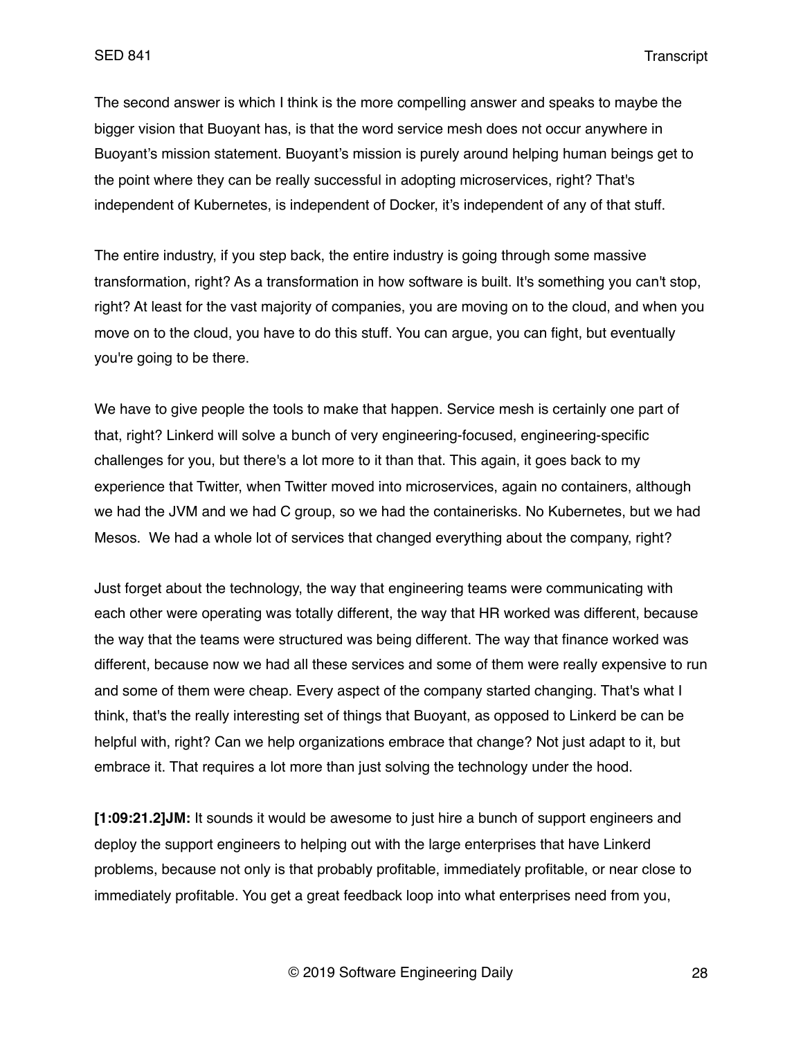The second answer is which I think is the more compelling answer and speaks to maybe the bigger vision that Buoyant has, is that the word service mesh does not occur anywhere in Buoyant's mission statement. Buoyant's mission is purely around helping human beings get to the point where they can be really successful in adopting microservices, right? That's independent of Kubernetes, is independent of Docker, it's independent of any of that stuff.

The entire industry, if you step back, the entire industry is going through some massive transformation, right? As a transformation in how software is built. It's something you can't stop, right? At least for the vast majority of companies, you are moving on to the cloud, and when you move on to the cloud, you have to do this stuff. You can argue, you can fight, but eventually you're going to be there.

We have to give people the tools to make that happen. Service mesh is certainly one part of that, right? Linkerd will solve a bunch of very engineering-focused, engineering-specific challenges for you, but there's a lot more to it than that. This again, it goes back to my experience that Twitter, when Twitter moved into microservices, again no containers, although we had the JVM and we had C group, so we had the containerisks. No Kubernetes, but we had Mesos. We had a whole lot of services that changed everything about the company, right?

Just forget about the technology, the way that engineering teams were communicating with each other were operating was totally different, the way that HR worked was different, because the way that the teams were structured was being different. The way that finance worked was different, because now we had all these services and some of them were really expensive to run and some of them were cheap. Every aspect of the company started changing. That's what I think, that's the really interesting set of things that Buoyant, as opposed to Linkerd be can be helpful with, right? Can we help organizations embrace that change? Not just adapt to it, but embrace it. That requires a lot more than just solving the technology under the hood.

**[1:09:21.2]JM:** It sounds it would be awesome to just hire a bunch of support engineers and deploy the support engineers to helping out with the large enterprises that have Linkerd problems, because not only is that probably profitable, immediately profitable, or near close to immediately profitable. You get a great feedback loop into what enterprises need from you,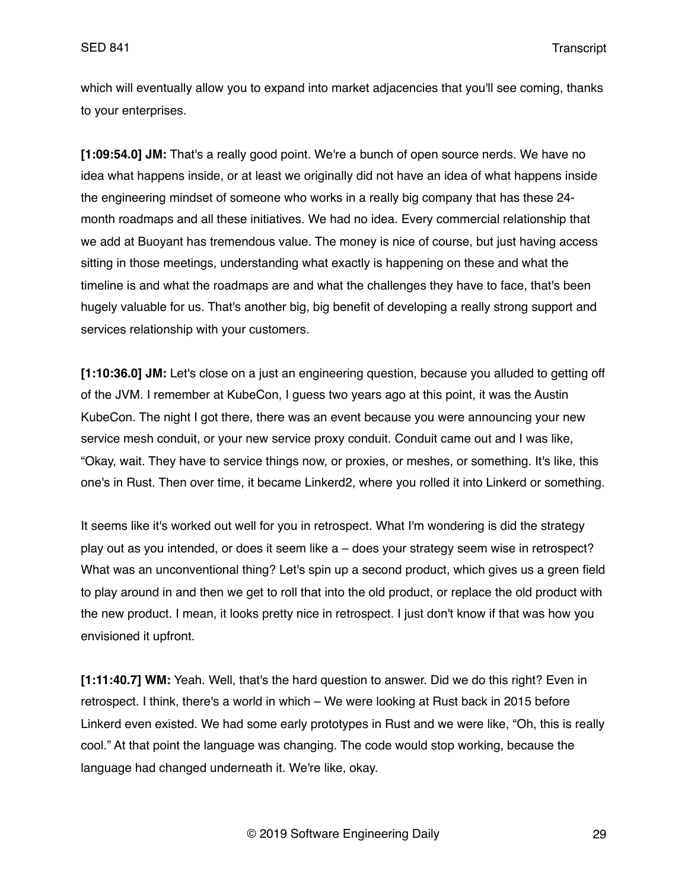which will eventually allow you to expand into market adjacencies that you'll see coming, thanks to your enterprises.

**[1:09:54.0] JM:** That's a really good point. We're a bunch of open source nerds. We have no idea what happens inside, or at least we originally did not have an idea of what happens inside the engineering mindset of someone who works in a really big company that has these 24-month roadmaps and all these initiatives. We had no idea. Every commercial relationship that we add at Buoyant has tremendous value. The money is nice of course, but just having access sitting in those meetings, understanding what exactly is happening on these and what the timeline is and what the roadmaps are and what the challenges they have to face, that's been hugely valuable for us. That's another big, big benefit of developing a really strong support and services relationship with your customers.

**[1:10:36.0] JM:** Let's close on a just an engineering question, because you alluded to getting off of the JVM. I remember at KubeCon, I guess two years ago at this point, it was the Austin KubeCon. The night I got there, there was an event because you were announcing your new service mesh conduit, or your new service proxy conduit. Conduit came out and I was like, "Okay, wait. They have to service things now, or proxies, or meshes, or something. It's like, this one's in Rust. Then over time, it became Linkerd2, where you rolled it into Linkerd or something.

It seems like it's worked out well for you in retrospect. What I'm wondering is did the strategy play out as you intended, or does it seem like a – does your strategy seem wise in retrospect? What was an unconventional thing? Let's spin up a second product, which gives us a green field to play around in and then we get to roll that into the old product, or replace the old product with the new product. I mean, it looks pretty nice in retrospect. I just don't know if that was how you envisioned it upfront.

**[1:11:40.7] WM:** Yeah. Well, that's the hard question to answer. Did we do this right? Even in retrospect. I think, there's a world in which – We were looking at Rust back in 2015 before Linkerd even existed. We had some early prototypes in Rust and we were like, "Oh, this is really cool." At that point the language was changing. The code would stop working, because the language had changed underneath it. We're like, okay.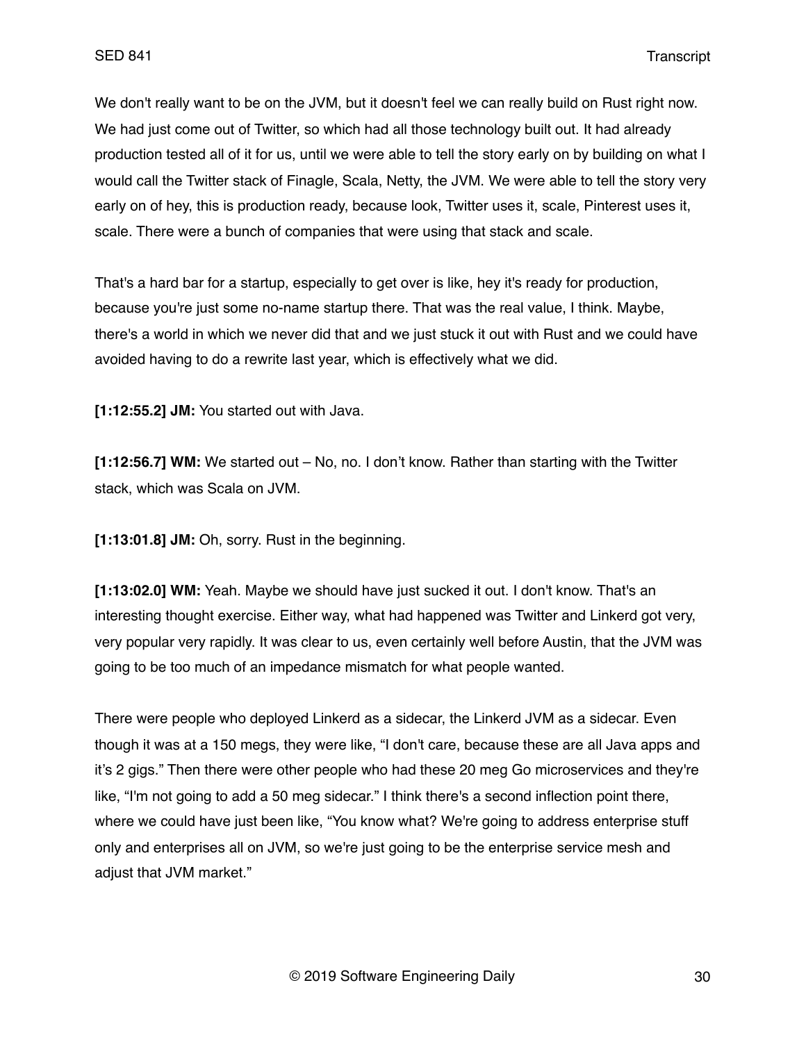We don't really want to be on the JVM, but it doesn't feel we can really build on Rust right now. We had just come out of Twitter, so which had all those technology built out. It had already production tested all of it for us, until we were able to tell the story early on by building on what I would call the Twitter stack of Finagle, Scala, Netty, the JVM. We were able to tell the story very early on of hey, this is production ready, because look, Twitter uses it, scale, Pinterest uses it, scale. There were a bunch of companies that were using that stack and scale.

That's a hard bar for a startup, especially to get over is like, hey it's ready for production, because you're just some no-name startup there. That was the real value, I think. Maybe, there's a world in which we never did that and we just stuck it out with Rust and we could have avoided having to do a rewrite last year, which is effectively what we did.

**[1:12:55.2] JM:** You started out with Java.

**[1:12:56.7] WM:** We started out – No, no. I don’t know. Rather than starting with the Twitter stack, which was Scala on JVM.

**[1:13:01.8] JM:** Oh, sorry. Rust in the beginning.

**[1:13:02.0] WM:** Yeah. Maybe we should have just sucked it out. I don't know. That's an interesting thought exercise. Either way, what had happened was Twitter and Linkerd got very, very popular very rapidly. It was clear to us, even certainly well before Austin, that the JVM was going to be too much of an impedance mismatch for what people wanted.

There were people who deployed Linkerd as a sidecar, the Linkerd JVM as a sidecar. Even though it was at a 150 megs, they were like, “I don't care, because these are all Java apps and it’s 2 gigs.” Then there were other people who had these 20 meg Go microservices and they're like, “I'm not going to add a 50 meg sidecar.” I think there's a second inflection point there, where we could have just been like, “You know what? We're going to address enterprise stuff only and enterprises all on JVM, so we're just going to be the enterprise service mesh and adjust that JVM market.”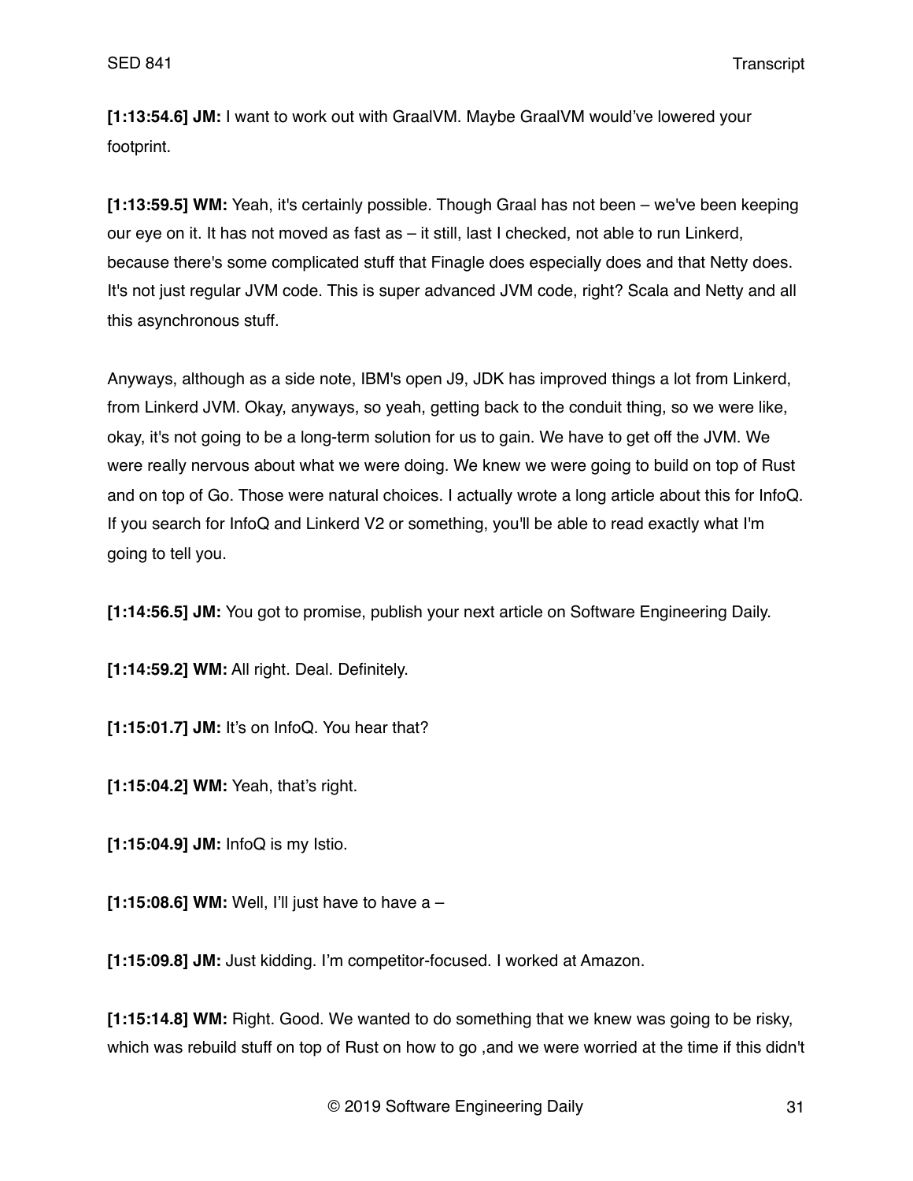**[1:13:54.6] JM:** I want to work out with GraalVM. Maybe GraalVM would've lowered your footprint.

**[1:13:59.5] WM:** Yeah, it's certainly possible. Though Graal has not been – we've been keeping our eye on it. It has not moved as fast as – it still, last I checked, not able to run Linkerd, because there's some complicated stuff that Finagle does especially does and that Netty does. It's not just regular JVM code. This is super advanced JVM code, right? Scala and Netty and all this asynchronous stuff.

Anyways, although as a side note, IBM's open J9, JDK has improved things a lot from Linkerd, from Linkerd JVM. Okay, anyways, so yeah, getting back to the conduit thing, so we were like, okay, it's not going to be a long-term solution for us to gain. We have to get off the JVM. We were really nervous about what we were doing. We knew we were going to build on top of Rust and on top of Go. Those were natural choices. I actually wrote a long article about this for InfoQ. If you search for InfoQ and Linkerd V2 or something, you'll be able to read exactly what I'm going to tell you.

**[1:14:56.5] JM:** You got to promise, publish your next article on Software Engineering Daily.

**[1:14:59.2] WM:** All right. Deal. Definitely.

**[1:15:01.7] JM:** It's on InfoQ. You hear that?

**[1:15:04.2] WM:** Yeah, that's right.

**[1:15:04.9] JM:** InfoQ is my Istio.

**[1:15:08.6] WM:** Well, I'll just have to have a –

**[1:15:09.8] JM:** Just kidding. I'm competitor-focused. I worked at Amazon.

**[1:15:14.8] WM:** Right. Good. We wanted to do something that we knew was going to be risky, which was rebuild stuff on top of Rust on how to go ,and we were worried at the time if this didn't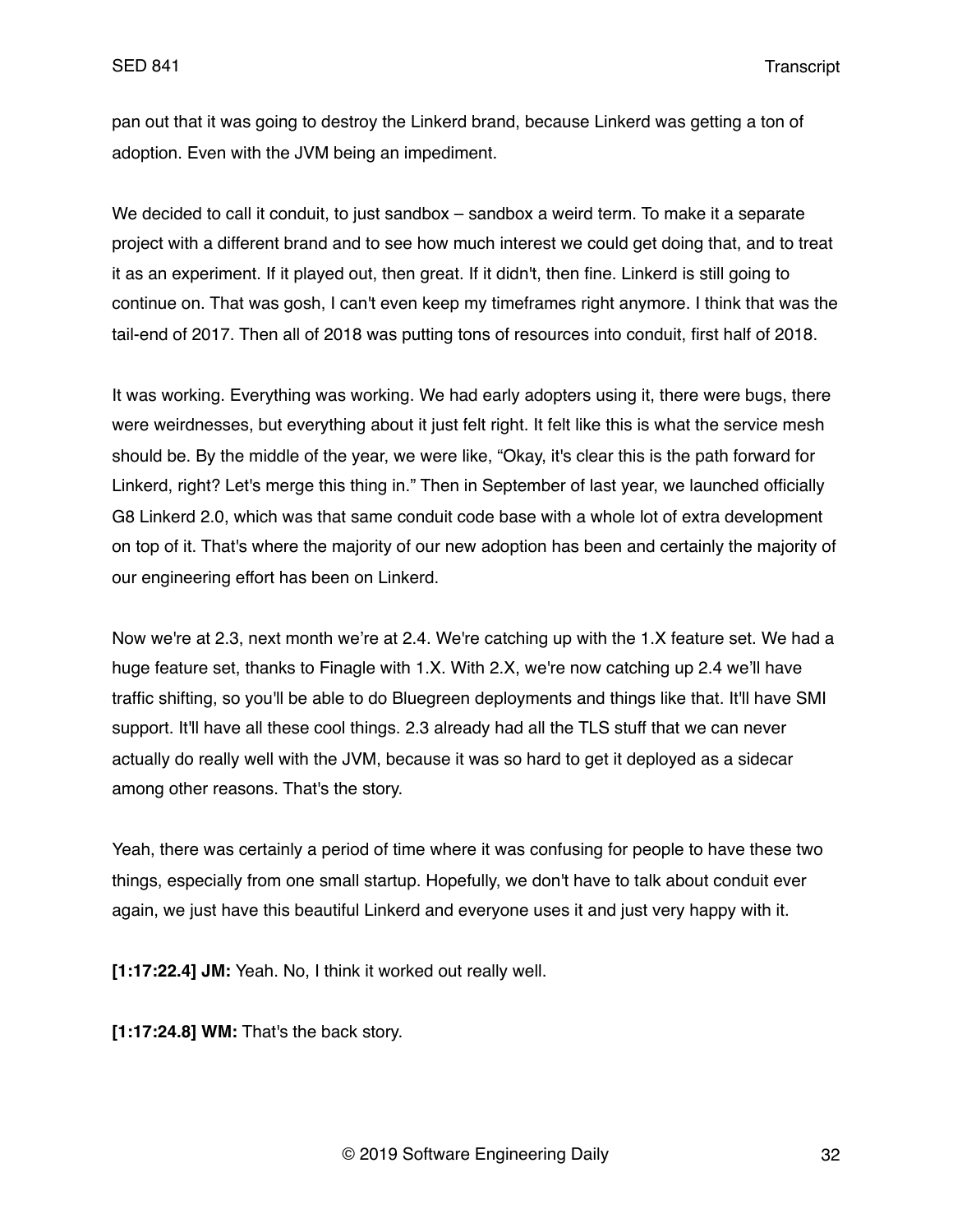pan out that it was going to destroy the Linkerd brand, because Linkerd was getting a ton of adoption. Even with the JVM being an impediment.

We decided to call it conduit, to just sandbox – sandbox a weird term. To make it a separate project with a different brand and to see how much interest we could get doing that, and to treat it as an experiment. If it played out, then great. If it didn't, then fine. Linkerd is still going to continue on. That was gosh, I can't even keep my timeframes right anymore. I think that was the tail-end of 2017. Then all of 2018 was putting tons of resources into conduit, first half of 2018.

It was working. Everything was working. We had early adopters using it, there were bugs, there were weirdnesses, but everything about it just felt right. It felt like this is what the service mesh should be. By the middle of the year, we were like, "Okay, it's clear this is the path forward for Linkerd, right? Let's merge this thing in." Then in September of last year, we launched officially G8 Linkerd 2.0, which was that same conduit code base with a whole lot of extra development on top of it. That's where the majority of our new adoption has been and certainly the majority of our engineering effort has been on Linkerd.

Now we're at 2.3, next month we're at 2.4. We're catching up with the 1.X feature set. We had a huge feature set, thanks to Finagle with 1.X. With 2.X, we're now catching up 2.4 we'll have traffic shifting, so you'll be able to do Bluegreen deployments and things like that. It'll have SMI support. It'll have all these cool things. 2.3 already had all the TLS stuff that we can never actually do really well with the JVM, because it was so hard to get it deployed as a sidecar among other reasons. That's the story.

Yeah, there was certainly a period of time where it was confusing for people to have these two things, especially from one small startup. Hopefully, we don't have to talk about conduit ever again, we just have this beautiful Linkerd and everyone uses it and just very happy with it.

**[1:17:22.4] JM:** Yeah. No, I think it worked out really well.

**[1:17:24.8] WM:** That's the back story.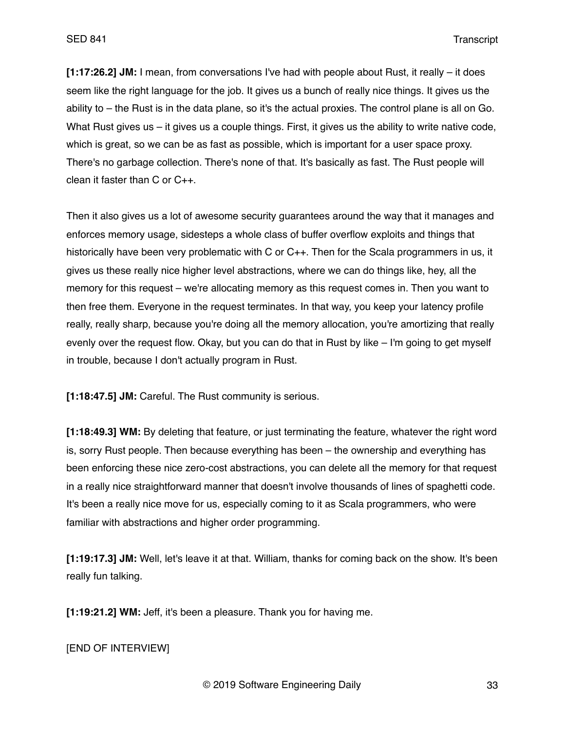**[1:17:26.2] JM:** I mean, from conversations I've had with people about Rust, it really – it does seem like the right language for the job. It gives us a bunch of really nice things. It gives us the ability to – the Rust is in the data plane, so it's the actual proxies. The control plane is all on Go. What Rust gives us – it gives us a couple things. First, it gives us the ability to write native code, which is great, so we can be as fast as possible, which is important for a user space proxy. There's no garbage collection. There's none of that. It's basically as fast. The Rust people will clean it faster than C or C++.

Then it also gives us a lot of awesome security guarantees around the way that it manages and enforces memory usage, sidesteps a whole class of buffer overflow exploits and things that historically have been very problematic with C or C++. Then for the Scala programmers in us, it gives us these really nice higher level abstractions, where we can do things like, hey, all the memory for this request – we're allocating memory as this request comes in. Then you want to then free them. Everyone in the request terminates. In that way, you keep your latency profile really, really sharp, because you're doing all the memory allocation, you're amortizing that really evenly over the request flow. Okay, but you can do that in Rust by like – I'm going to get myself in trouble, because I don't actually program in Rust.

**[1:18:47.5] JM:** Careful. The Rust community is serious.

**[1:18:49.3] WM:** By deleting that feature, or just terminating the feature, whatever the right word is, sorry Rust people. Then because everything has been – the ownership and everything has been enforcing these nice zero-cost abstractions, you can delete all the memory for that request in a really nice straightforward manner that doesn't involve thousands of lines of spaghetti code. It's been a really nice move for us, especially coming to it as Scala programmers, who were familiar with abstractions and higher order programming.

**[1:19:17.3] JM:** Well, let's leave it at that. William, thanks for coming back on the show. It's been really fun talking.

**[1:19:21.2] WM:** Jeff, it's been a pleasure. Thank you for having me.

[END OF INTERVIEW]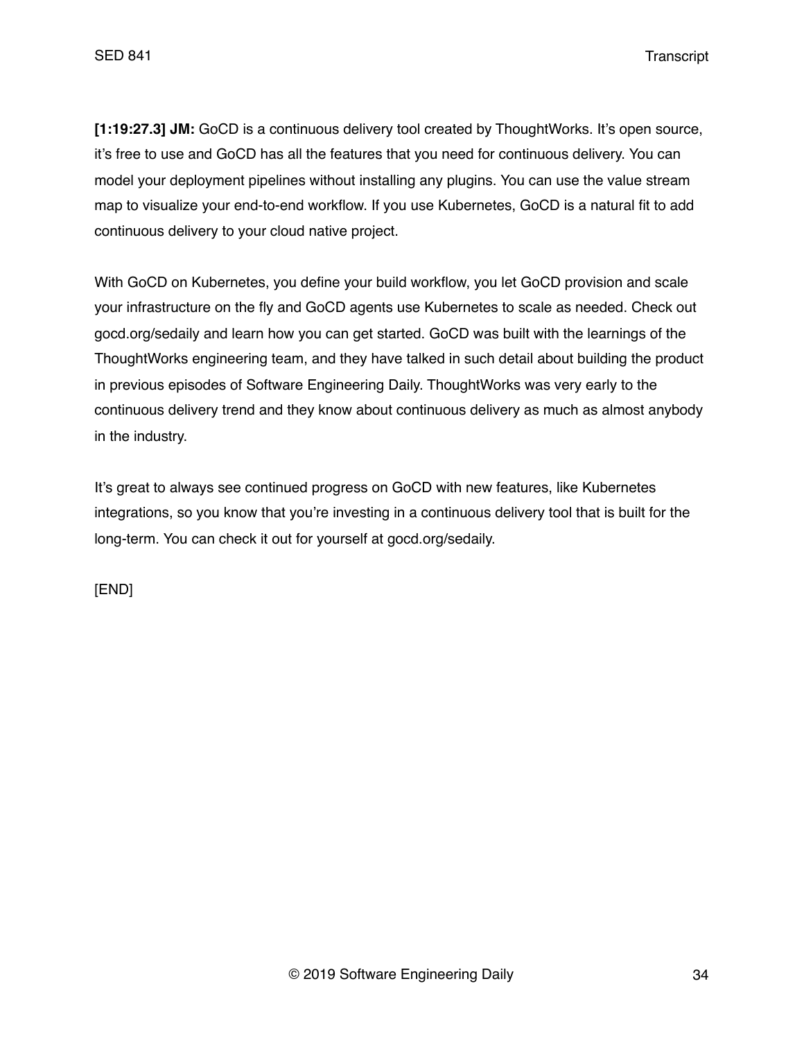**[1:19:27.3] JM:** GoCD is a continuous delivery tool created by ThoughtWorks. It's open source, it's free to use and GoCD has all the features that you need for continuous delivery. You can model your deployment pipelines without installing any plugins. You can use the value stream map to visualize your end-to-end workflow. If you use Kubernetes, GoCD is a natural fit to add continuous delivery to your cloud native project.

With GoCD on Kubernetes, you define your build workflow, you let GoCD provision and scale your infrastructure on the fly and GoCD agents use Kubernetes to scale as needed. Check out gocd.org/sedaily and learn how you can get started. GoCD was built with the learnings of the ThoughtWorks engineering team, and they have talked in such detail about building the product in previous episodes of Software Engineering Daily. ThoughtWorks was very early to the continuous delivery trend and they know about continuous delivery as much as almost anybody in the industry.

It's great to always see continued progress on GoCD with new features, like Kubernetes integrations, so you know that you're investing in a continuous delivery tool that is built for the long-term. You can check it out for yourself at gocd.org/sedaily.

[END]

© 2019 Software Engineering Daily